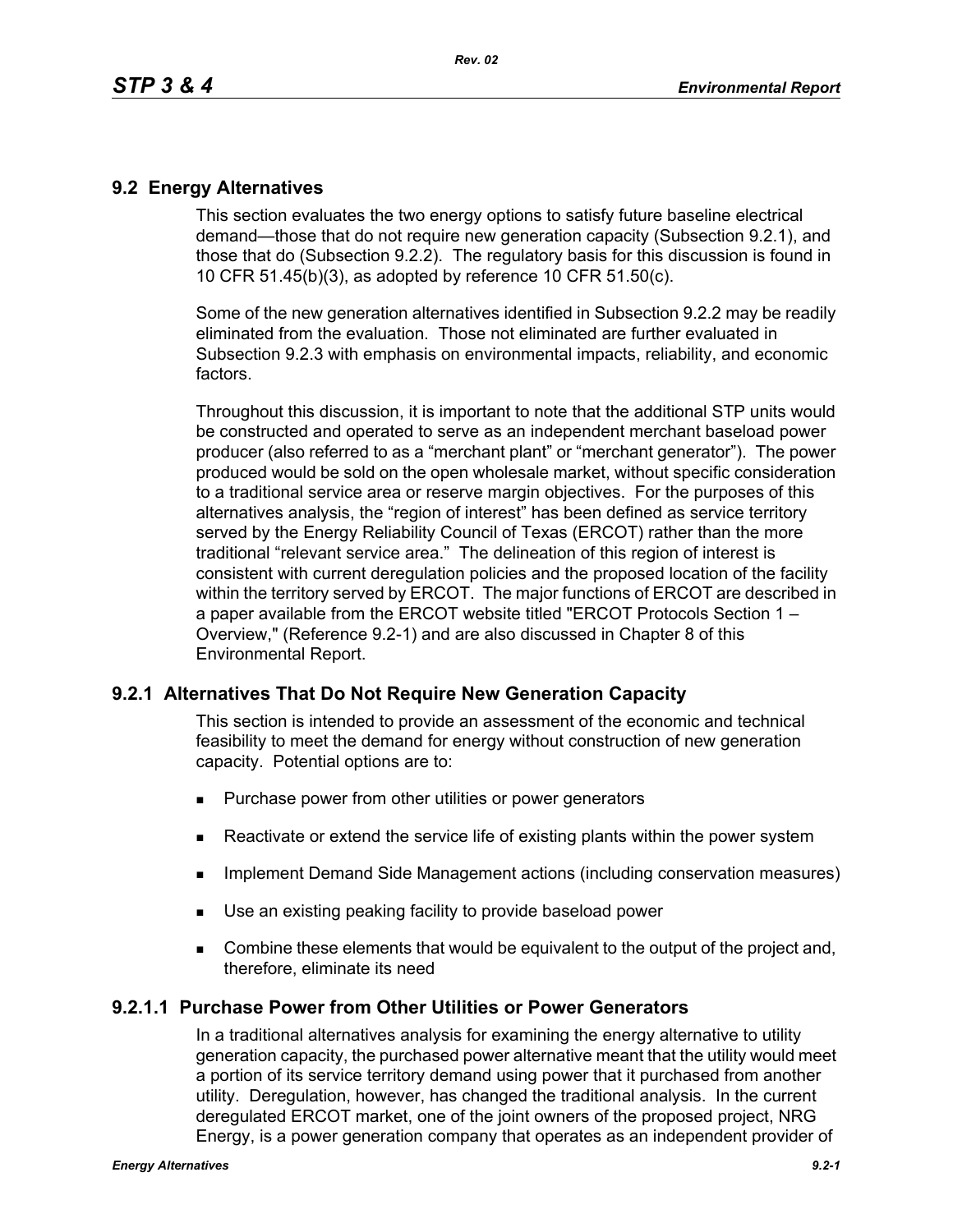## 9.2 Energy Alternatives

This section evaluates the two energy options to satisfy future baseline electrical demand—those that do not require new generation capacity (Subsection 9.2.1), and those that do (Subsection 9.2.2). The regulatory basis for this discussion is found in 10 CFR 51.45(b)(3), as adopted by reference 10 CFR 51.50(c).

Some of the new generation alternatives identified in Subsection 9.2.2 may be readily eliminated from the evaluation. Those not eliminated are further evaluated in Subsection 9.2.3 with emphasis on environmental impacts, reliability, and economic factors.

Throughout this discussion, it is important to note that the additional STP units would be constructed and operated to serve as an independent merchant baseload power producer (also referred to as a "merchant plant" or "merchant generator"). The power produced would be sold on the open wholesale market, without specific consideration to a traditional service area or reserve margin objectives. For the purposes of this alternatives analysis, the "region of interest" has been defined as service territory served by the Energy Reliability Council of Texas (ERCOT) rather than the more traditional "relevant service area." The delineation of this region of interest is consistent with current deregulation policies and the proposed location of the facility within the territory served by ERCOT. The major functions of ERCOT are described in a paper available from the ERCOT website titled "ERCOT Protocols Section 1 – Overview," (Reference 9.2-1) and are also discussed in Chapter 8 of this Environmental Report.

### 9.2.1 Alternatives That Do Not Require New Generation Capacity

This section is intended to provide an assessment of the economic and technical feasibility to meet the demand for energy without construction of new generation capacity. Potential options are to:

- Purchase power from other utilities or power generators
- Reactivate or extend the service life of existing plants within the power system
- Implement Demand Side Management actions (including conservation measures)
- Use an existing peaking facility to provide baseload power
- Combine these elements that would be equivalent to the output of the project and, therefore, eliminate its need

#### 9.2.1.1 Purchase Power from Other Utilities or Power Generators

In a traditional alternatives analysis for examining the energy alternative to utility generation capacity, the purchased power alternative meant that the utility would meet a portion of its service territory demand using power that it purchased from another utility. Deregulation, however, has changed the traditional analysis. In the current deregulated ERCOT market, one of the joint owners of the proposed project, NRG Energy, is a power generation company that operates as an independent provider of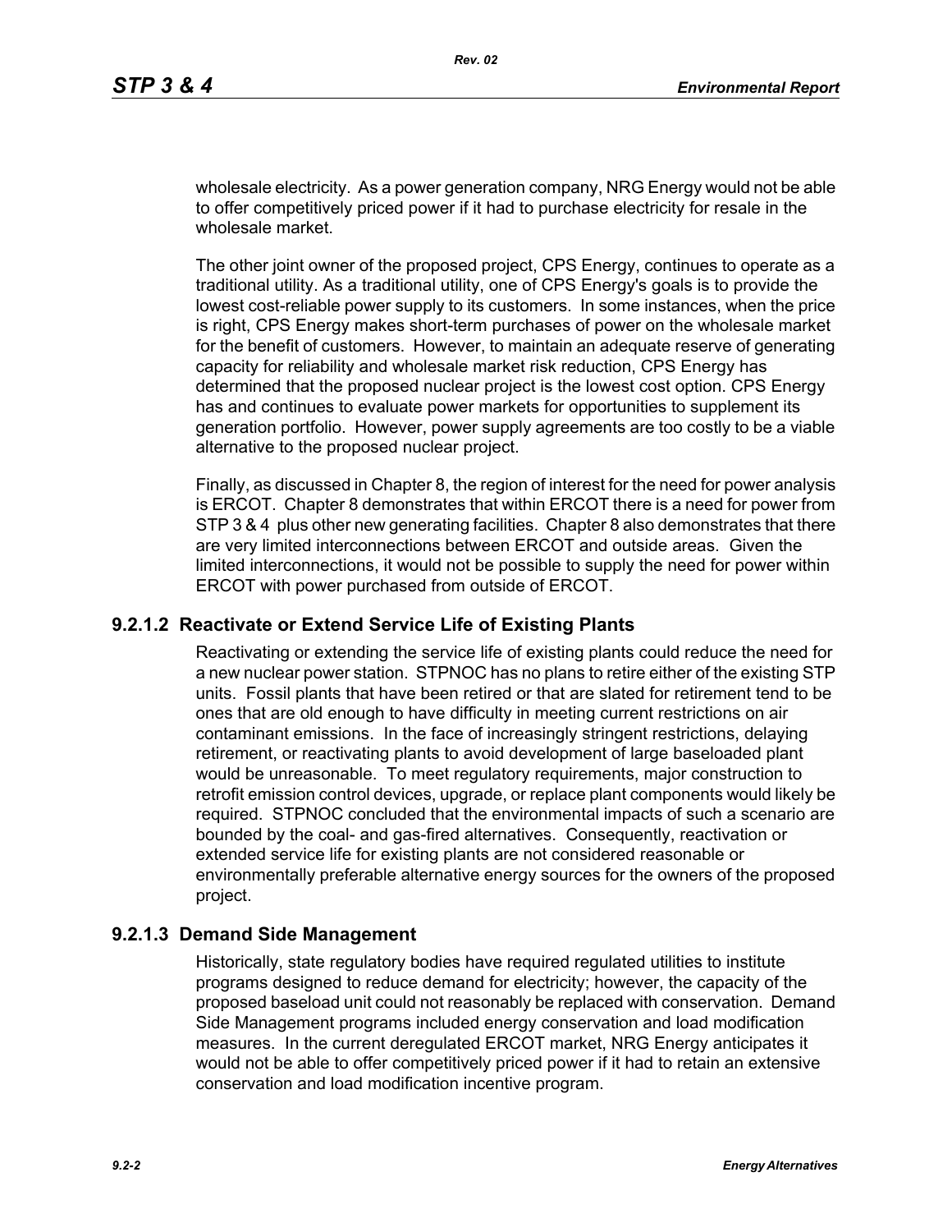wholesale electricity. As a power generation company, NRG Energy would not be able to offer competitively priced power if it had to purchase electricity for resale in the wholesale market.

The other joint owner of the proposed project, CPS Energy, continues to operate as a traditional utility. As a traditional utility, one of CPS Energy's goals is to provide the lowest cost-reliable power supply to its customers. In some instances, when the price is right, CPS Energy makes short-term purchases of power on the wholesale market for the benefit of customers. However, to maintain an adequate reserve of generating capacity for reliability and wholesale market risk reduction, CPS Energy has determined that the proposed nuclear project is the lowest cost option. CPS Energy has and continues to evaluate power markets for opportunities to supplement its generation portfolio. However, power supply agreements are too costly to be a viable alternative to the proposed nuclear project.

Finally, as discussed in Chapter 8, the region of interest for the need for power analysis is ERCOT. Chapter 8 demonstrates that within ERCOT there is a need for power from STP 3 & 4 plus other new generating facilities. Chapter 8 also demonstrates that there are very limited interconnections between ERCOT and outside areas. Given the limited interconnections, it would not be possible to supply the need for power within ERCOT with power purchased from outside of ERCOT.

### 9.2.1.2 Reactivate or Extend Service Life of Existing Plants

Reactivating or extending the service life of existing plants could reduce the need for a new nuclear power station. STPNOC has no plans to retire either of the existing STP units. Fossil plants that have been retired or that are slated for retirement tend to be ones that are old enough to have difficulty in meeting current restrictions on air contaminant emissions. In the face of increasingly stringent restrictions, delaying retirement, or reactivating plants to avoid development of large baseloaded plant would be unreasonable. To meet regulatory requirements, major construction to retrofit emission control devices, upgrade, or replace plant components would likely be required. STPNOC concluded that the environmental impacts of such a scenario are bounded by the coal- and gas-fired alternatives. Consequently, reactivation or extended service life for existing plants are not considered reasonable or environmentally preferable alternative energy sources for the owners of the proposed project.

### 9.2.1.3 Demand Side Management

Historically, state regulatory bodies have required regulated utilities to institute programs designed to reduce demand for electricity; however, the capacity of the proposed baseload unit could not reasonably be replaced with conservation. Demand Side Management programs included energy conservation and load modification measures. In the current deregulated ERCOT market, NRG Energy anticipates it would not be able to offer competitively priced power if it had to retain an extensive conservation and load modification incentive program.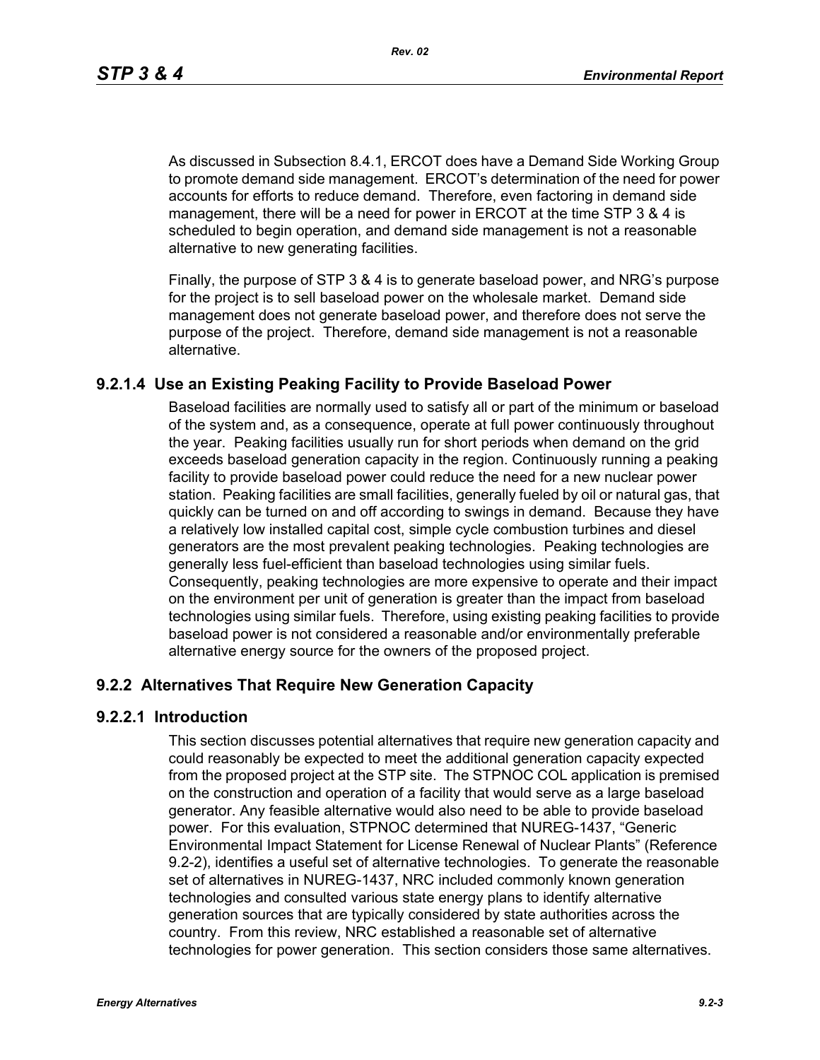As discussed in Subsection 8.4.1, ERCOT does have a Demand Side Working Group to promote demand side management. ERCOT's determination of the need for power accounts for efforts to reduce demand. Therefore, even factoring in demand side management, there will be a need for power in ERCOT at the time STP 3 & 4 is scheduled to begin operation, and demand side management is not a reasonable alternative to new generating facilities.

Finally, the purpose of STP 3 & 4 is to generate baseload power, and NRG's purpose for the project is to sell baseload power on the wholesale market. Demand side management does not generate baseload power, and therefore does not serve the purpose of the project. Therefore, demand side management is not a reasonable alternative.

### 9.2.1.4 Use an Existing Peaking Facility to Provide Baseload Power

Baseload facilities are normally used to satisfy all or part of the minimum or baseload of the system and, as a consequence, operate at full power continuously throughout the year. Peaking facilities usually run for short periods when demand on the grid exceeds baseload generation capacity in the region. Continuously running a peaking facility to provide baseload power could reduce the need for a new nuclear power station. Peaking facilities are small facilities, generally fueled by oil or natural gas, that quickly can be turned on and off according to swings in demand. Because they have a relatively low installed capital cost, simple cycle combustion turbines and diesel generators are the most prevalent peaking technologies. Peaking technologies are generally less fuel-efficient than baseload technologies using similar fuels. Consequently, peaking technologies are more expensive to operate and their impact on the environment per unit of generation is greater than the impact from baseload technologies using similar fuels. Therefore, using existing peaking facilities to provide baseload power is not considered a reasonable and/or environmentally preferable alternative energy source for the owners of the proposed project.

## 9.2.2 Alternatives That Require New Generation Capacity

### 9.2.2.1 Introduction

This section discusses potential alternatives that require new generation capacity and could reasonably be expected to meet the additional generation capacity expected from the proposed project at the STP site. The STPNOC COL application is premised on the construction and operation of a facility that would serve as a large baseload generator. Any feasible alternative would also need to be able to provide baseload power. For this evaluation, STPNOC determined that NUREG-1437, "Generic Environmental Impact Statement for License Renewal of Nuclear Plants" (Reference 9.2-2), identifies a useful set of alternative technologies. To generate the reasonable set of alternatives in NUREG-1437, NRC included commonly known generation technologies and consulted various state energy plans to identify alternative generation sources that are typically considered by state authorities across the country. From this review, NRC established a reasonable set of alternative technologies for power generation. This section considers those same alternatives.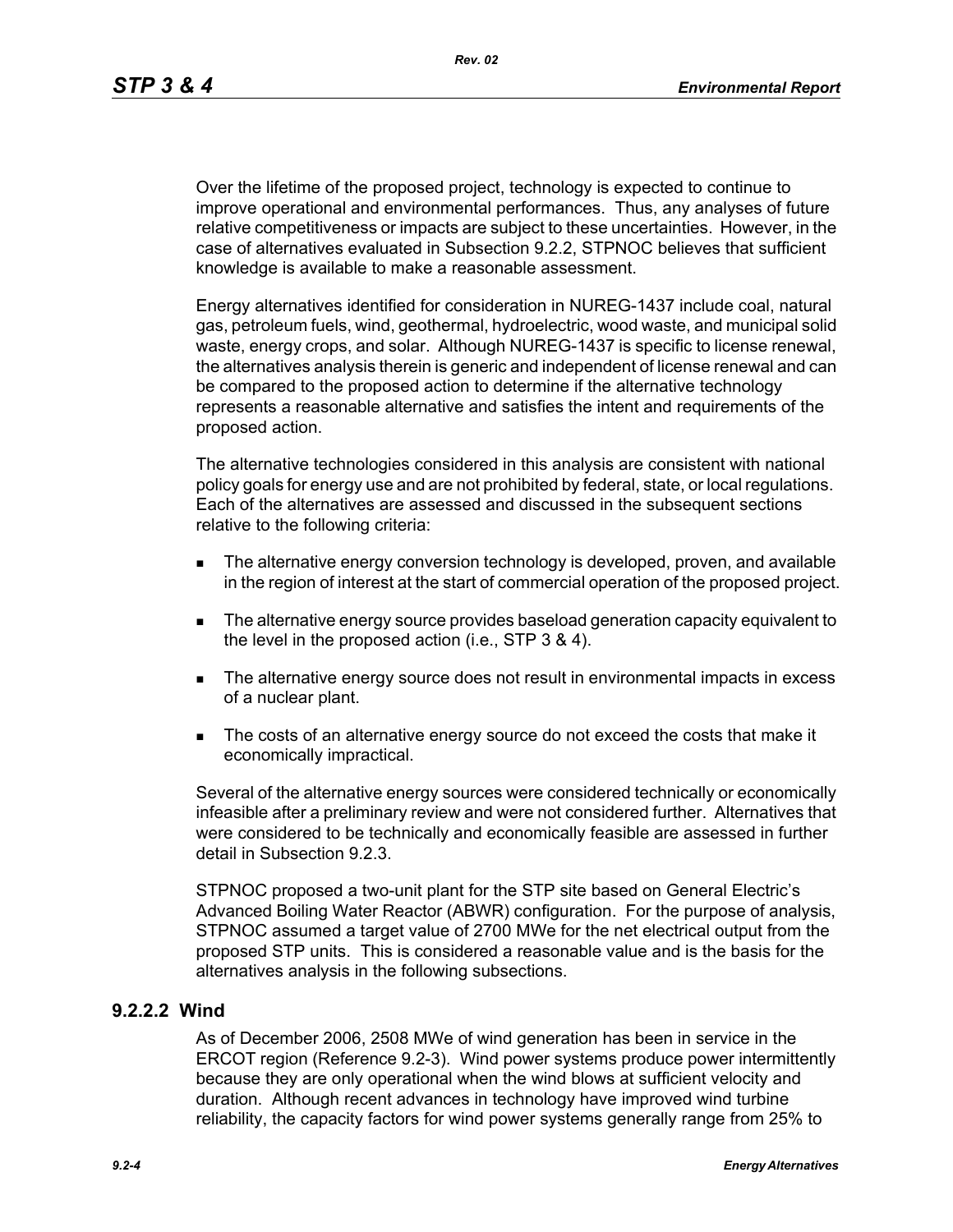Over the lifetime of the proposed project, technology is expected to continue to improve operational and environmental performances. Thus, any analyses of future relative competitiveness or impacts are subject to these uncertainties. However, in the case of alternatives evaluated in Subsection 9.2.2, STPNOC believes that sufficient knowledge is available to make a reasonable assessment.

Energy alternatives identified for consideration in NUREG-1437 include coal, natural gas, petroleum fuels, wind, geothermal, hydroelectric, wood waste, and municipal solid waste, energy crops, and solar. Although NUREG-1437 is specific to license renewal, the alternatives analysis therein is generic and independent of license renewal and can be compared to the proposed action to determine if the alternative technology represents a reasonable alternative and satisfies the intent and requirements of the proposed action.

The alternative technologies considered in this analysis are consistent with national policy goals for energy use and are not prohibited by federal, state, or local regulations. Each of the alternatives are assessed and discussed in the subsequent sections relative to the following criteria:

- The alternative energy conversion technology is developed, proven, and available in the region of interest at the start of commercial operation of the proposed project.
- The alternative energy source provides baseload generation capacity equivalent to the level in the proposed action (i.e., STP 3 & 4).
- The alternative energy source does not result in environmental impacts in excess of a nuclear plant.
- The costs of an alternative energy source do not exceed the costs that make it economically impractical.

Several of the alternative energy sources were considered technically or economically infeasible after a preliminary review and were not considered further. Alternatives that were considered to be technically and economically feasible are assessed in further detail in Subsection 9.2.3.

STPNOC proposed a two-unit plant for the STP site based on General Electric's Advanced Boiling Water Reactor (ABWR) configuration. For the purpose of analysis, STPNOC assumed a target value of 2700 MWe for the net electrical output from the proposed STP units. This is considered a reasonable value and is the basis for the alternatives analysis in the following subsections.

### 9.2.2.2 Wind

As of December 2006, 2508 MWe of wind generation has been in service in the ERCOT region (Reference 9.2-3). Wind power systems produce power intermittently because they are only operational when the wind blows at sufficient velocity and duration. Although recent advances in technology have improved wind turbine reliability, the capacity factors for wind power systems generally range from 25% to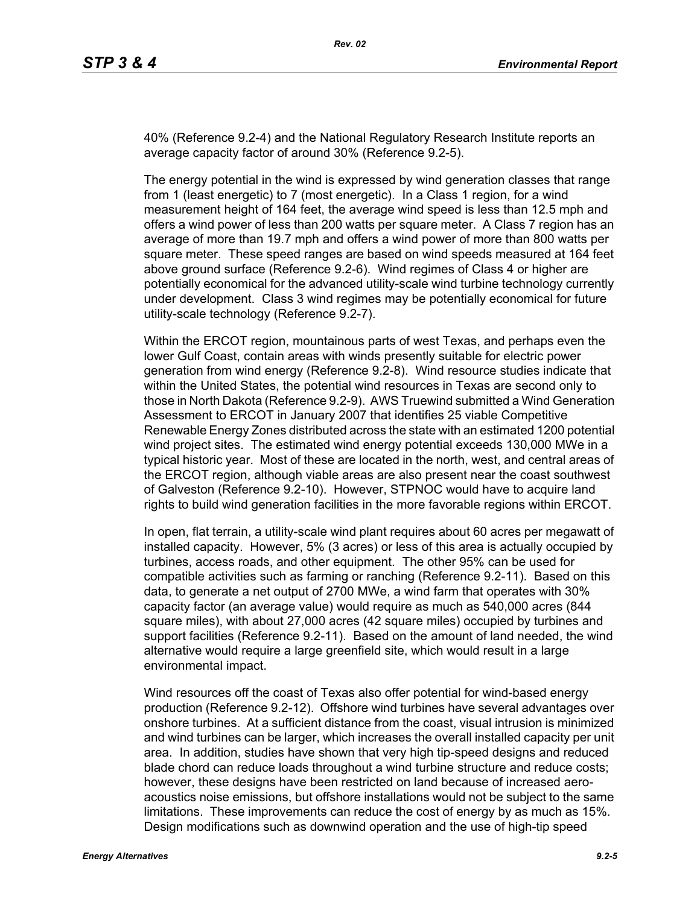40% (Reference 9.2-4) and the National Regulatory Research Institute reports an average capacity factor of around 30% (Reference 9.2-5).

The energy potential in the wind is expressed by wind generation classes that range from 1 (least energetic) to 7 (most energetic). In a Class 1 region, for a wind measurement height of 164 feet, the average wind speed is less than 12.5 mph and offers a wind power of less than 200 watts per square meter. A Class 7 region has an average of more than 19.7 mph and offers a wind power of more than 800 watts per square meter. These speed ranges are based on wind speeds measured at 164 feet above ground surface (Reference 9.2-6). Wind regimes of Class 4 or higher are potentially economical for the advanced utility-scale wind turbine technology currently under development. Class 3 wind regimes may be potentially economical for future utility-scale technology (Reference 9.2-7).

Within the ERCOT region, mountainous parts of west Texas, and perhaps even the lower Gulf Coast, contain areas with winds presently suitable for electric power generation from wind energy (Reference 9.2-8). Wind resource studies indicate that within the United States, the potential wind resources in Texas are second only to those in North Dakota (Reference 9.2-9). AWS Truewind submitted a Wind Generation Assessment to ERCOT in January 2007 that identifies 25 viable Competitive Renewable Energy Zones distributed across the state with an estimated 1200 potential wind project sites. The estimated wind energy potential exceeds 130,000 MWe in a typical historic year. Most of these are located in the north, west, and central areas of the ERCOT region, although viable areas are also present near the coast southwest of Galveston (Reference 9.2-10). However, STPNOC would have to acquire land rights to build wind generation facilities in the more favorable regions within ERCOT.

In open, flat terrain, a utility-scale wind plant requires about 60 acres per megawatt of installed capacity. However, 5% (3 acres) or less of this area is actually occupied by turbines, access roads, and other equipment. The other 95% can be used for compatible activities such as farming or ranching (Reference 9.2-11). Based on this data, to generate a net output of 2700 MWe, a wind farm that operates with 30% capacity factor (an average value) would require as much as 540,000 acres (844 square miles), with about 27,000 acres (42 square miles) occupied by turbines and support facilities (Reference 9.2-11). Based on the amount of land needed, the wind alternative would require a large greenfield site, which would result in a large environmental impact.

Wind resources off the coast of Texas also offer potential for wind-based energy production (Reference 9.2-12). Offshore wind turbines have several advantages over onshore turbines. At a sufficient distance from the coast, visual intrusion is minimized and wind turbines can be larger, which increases the overall installed capacity per unit area. In addition, studies have shown that very high tip-speed designs and reduced blade chord can reduce loads throughout a wind turbine structure and reduce costs; however, these designs have been restricted on land because of increased aero-acoustics noise emissions, but offshore installations would not be subject to the same limitations. These improvements can reduce the cost of energy by as much as 15%. Design modifications such as downwind operation and the use of high-tip speed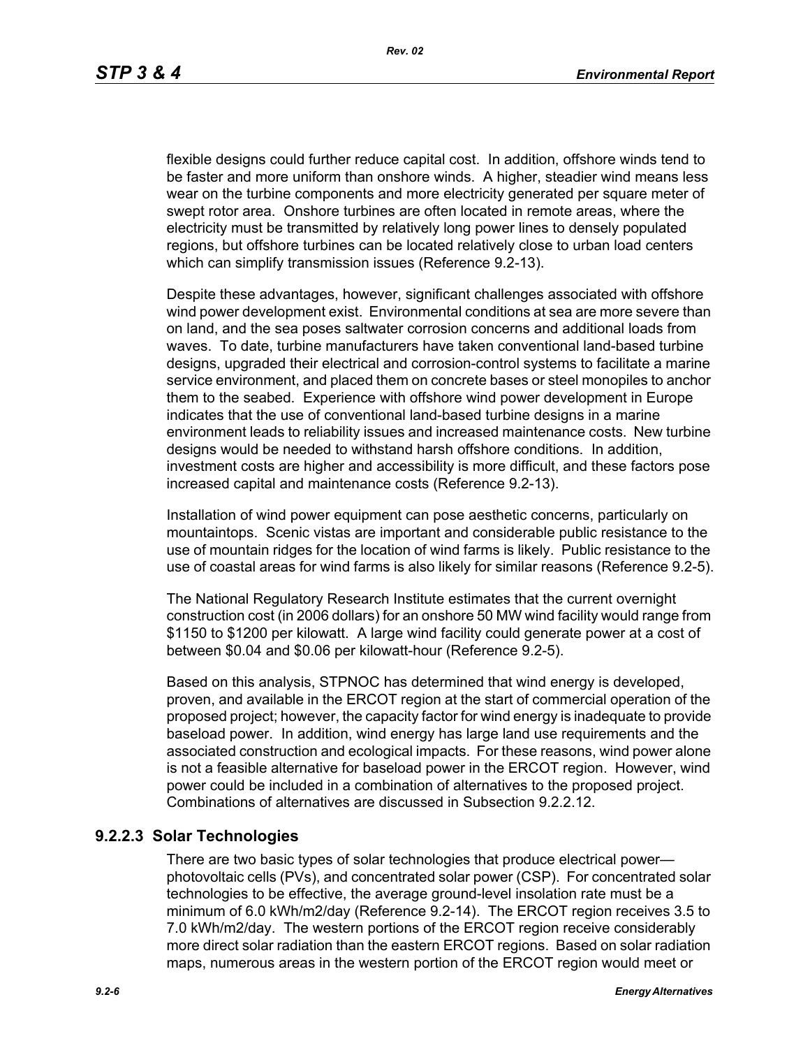flexible designs could further reduce capital cost. In addition, offshore winds tend to be faster and more uniform than onshore winds. A higher, steadier wind means less wear on the turbine components and more electricity generated per square meter of swept rotor area. Onshore turbines are often located in remote areas, where the electricity must be transmitted by relatively long power lines to densely populated regions, but offshore turbines can be located relatively close to urban load centers which can simplify transmission issues (Reference 9.2-13).

Despite these advantages, however, significant challenges associated with offshore wind power development exist. Environmental conditions at sea are more severe than on land, and the sea poses saltwater corrosion concerns and additional loads from waves. To date, turbine manufacturers have taken conventional land-based turbine designs, upgraded their electrical and corrosion-control systems to facilitate a marine service environment, and placed them on concrete bases or steel monopiles to anchor them to the seabed. Experience with offshore wind power development in Europe indicates that the use of conventional land-based turbine designs in a marine environment leads to reliability issues and increased maintenance costs. New turbine designs would be needed to withstand harsh offshore conditions. In addition, investment costs are higher and accessibility is more difficult, and these factors pose increased capital and maintenance costs (Reference 9.2-13).

Installation of wind power equipment can pose aesthetic concerns, particularly on mountaintops. Scenic vistas are important and considerable public resistance to the use of mountain ridges for the location of wind farms is likely. Public resistance to the use of coastal areas for wind farms is also likely for similar reasons (Reference 9.2-5).

The National Regulatory Research Institute estimates that the current overnight construction cost (in 2006 dollars) for an onshore 50 MW wind facility would range from $1150 to $1200 per kilowatt. A large wind facility could generate power at a cost of between $0.04 and $0.06 per kilowatt-hour (Reference 9.2-5).

Based on this analysis, STPNOC has determined that wind energy is developed, proven, and available in the ERCOT region at the start of commercial operation of the proposed project; however, the capacity factor for wind energy is inadequate to provide baseload power. In addition, wind energy has large land use requirements and the associated construction and ecological impacts. For these reasons, wind power alone is not a feasible alternative for baseload power in the ERCOT region. However, wind power could be included in a combination of alternatives to the proposed project. Combinations of alternatives are discussed in Subsection 9.2.2.12.

### 9.2.2.3 Solar Technologies

There are two basic types of solar technologies that produce electrical power—photovoltaic cells (PVs), and concentrated solar power (CSP). For concentrated solar technologies to be effective, the average ground-level insolation rate must be a minimum of 6.0 kWh/m2/day (Reference 9.2-14). The ERCOT region receives 3.5 to 7.0 kWh/m2/day. The western portions of the ERCOT region receive considerably more direct solar radiation than the eastern ERCOT regions. Based on solar radiation maps, numerous areas in the western portion of the ERCOT region would meet or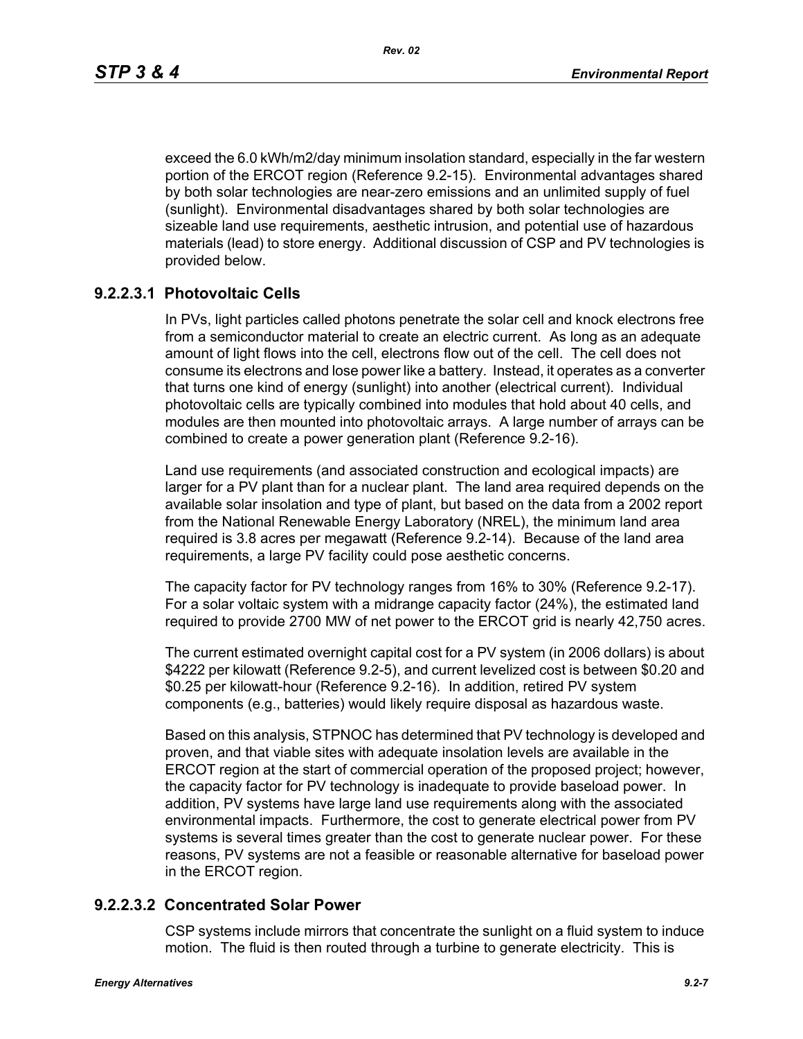exceed the 6.0 kWh/m2/day minimum insolation standard, especially in the far western portion of the ERCOT region (Reference 9.2-15). Environmental advantages shared by both solar technologies are near-zero emissions and an unlimited supply of fuel (sunlight). Environmental disadvantages shared by both solar technologies are sizeable land use requirements, aesthetic intrusion, and potential use of hazardous materials (lead) to store energy. Additional discussion of CSP and PV technologies is provided below.

## 9.2.2.3.1 Photovoltaic Cells

In PVs, light particles called photons penetrate the solar cell and knock electrons free from a semiconductor material to create an electric current. As long as an adequate amount of light flows into the cell, electrons flow out of the cell. The cell does not consume its electrons and lose power like a battery. Instead, it operates as a converter that turns one kind of energy (sunlight) into another (electrical current). Individual photovoltaic cells are typically combined into modules that hold about 40 cells, and modules are then mounted into photovoltaic arrays. A large number of arrays can be combined to create a power generation plant (Reference 9.2-16).

Land use requirements (and associated construction and ecological impacts) are larger for a PV plant than for a nuclear plant. The land area required depends on the available solar insolation and type of plant, but based on the data from a 2002 report from the National Renewable Energy Laboratory (NREL), the minimum land area required is 3.8 acres per megawatt (Reference 9.2-14). Because of the land area requirements, a large PV facility could pose aesthetic concerns.

The capacity factor for PV technology ranges from 16% to 30% (Reference 9.2-17). For a solar voltaic system with a midrange capacity factor (24%), the estimated land required to provide 2700 MW of net power to the ERCOT grid is nearly 42,750 acres.

The current estimated overnight capital cost for a PV system (in 2006 dollars) is about $4222 per kilowatt (Reference 9.2-5), and current levelized cost is between $0.20 and $0.25 per kilowatt-hour (Reference 9.2-16). In addition, retired PV system components (e.g., batteries) would likely require disposal as hazardous waste.

Based on this analysis, STPNOC has determined that PV technology is developed and proven, and that viable sites with adequate insolation levels are available in the ERCOT region at the start of commercial operation of the proposed project; however, the capacity factor for PV technology is inadequate to provide baseload power. In addition, PV systems have large land use requirements along with the associated environmental impacts. Furthermore, the cost to generate electrical power from PV systems is several times greater than the cost to generate nuclear power. For these reasons, PV systems are not a feasible or reasonable alternative for baseload power in the ERCOT region.

## 9.2.2.3.2 Concentrated Solar Power

CSP systems include mirrors that concentrate the sunlight on a fluid system to induce motion. The fluid is then routed through a turbine to generate electricity. This is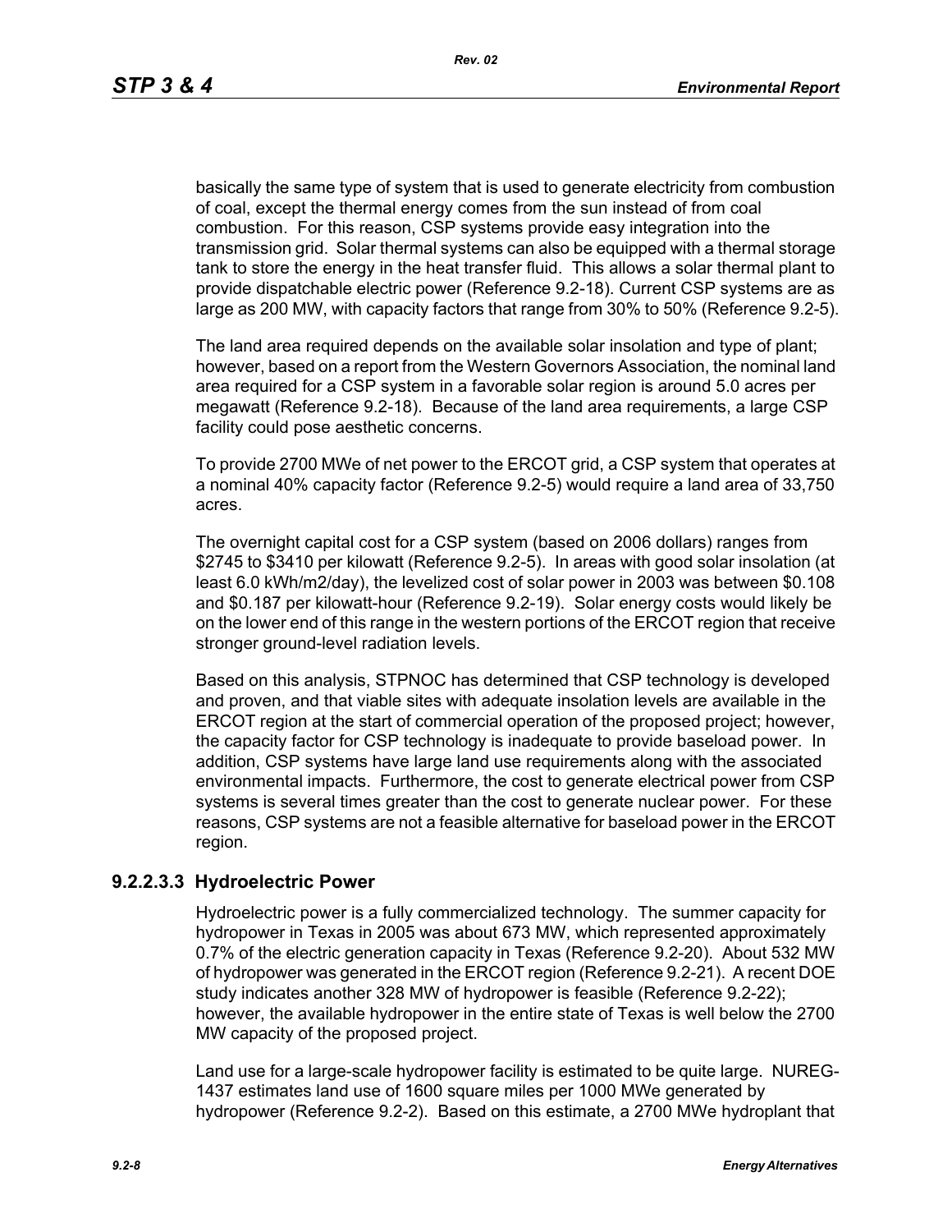basically the same type of system that is used to generate electricity from combustion of coal, except the thermal energy comes from the sun instead of from coal combustion. For this reason, CSP systems provide easy integration into the transmission grid. Solar thermal systems can also be equipped with a thermal storage tank to store the energy in the heat transfer fluid. This allows a solar thermal plant to provide dispatchable electric power (Reference 9.2-18). Current CSP systems are as large as 200 MW, with capacity factors that range from 30% to 50% (Reference 9.2-5).

The land area required depends on the available solar insolation and type of plant; however, based on a report from the Western Governors Association, the nominal land area required for a CSP system in a favorable solar region is around 5.0 acres per megawatt (Reference 9.2-18). Because of the land area requirements, a large CSP facility could pose aesthetic concerns.

To provide 2700 MWe of net power to the ERCOT grid, a CSP system that operates at a nominal 40% capacity factor (Reference 9.2-5) would require a land area of 33,750 acres.

The overnight capital cost for a CSP system (based on 2006 dollars) ranges from $2745 to $3410 per kilowatt (Reference 9.2-5). In areas with good solar insolation (at least 6.0 kWh/m2/day), the levelized cost of solar power in 2003 was between $0.108 and $0.187 per kilowatt-hour (Reference 9.2-19). Solar energy costs would likely be on the lower end of this range in the western portions of the ERCOT region that receive stronger ground-level radiation levels.

Based on this analysis, STPNOC has determined that CSP technology is developed and proven, and that viable sites with adequate insolation levels are available in the ERCOT region at the start of commercial operation of the proposed project; however, the capacity factor for CSP technology is inadequate to provide baseload power. In addition, CSP systems have large land use requirements along with the associated environmental impacts. Furthermore, the cost to generate electrical power from CSP systems is several times greater than the cost to generate nuclear power. For these reasons, CSP systems are not a feasible alternative for baseload power in the ERCOT region.

### 9.2.2.3.3 Hydroelectric Power

Hydroelectric power is a fully commercialized technology. The summer capacity for hydropower in Texas in 2005 was about 673 MW, which represented approximately 0.7% of the electric generation capacity in Texas (Reference 9.2-20). About 532 MW of hydropower was generated in the ERCOT region (Reference 9.2-21). A recent DOE study indicates another 328 MW of hydropower is feasible (Reference 9.2-22); however, the available hydropower in the entire state of Texas is well below the 2700 MW capacity of the proposed project.

Land use for a large-scale hydropower facility is estimated to be quite large. NUREG-1437 estimates land use of 1600 square miles per 1000 MWe generated by hydropower (Reference 9.2-2). Based on this estimate, a 2700 MWe hydroplant that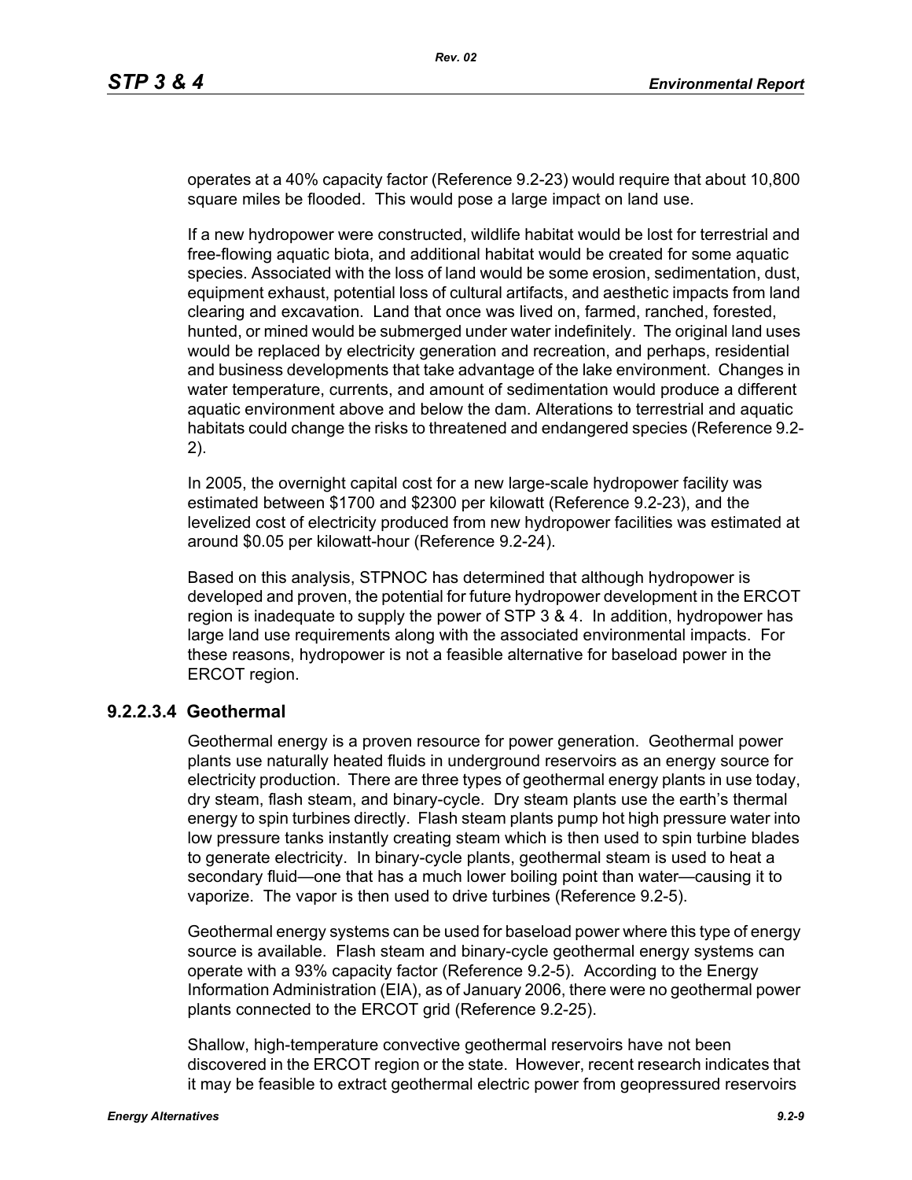operates at a 40% capacity factor (Reference 9.2-23) would require that about 10,800 square miles be flooded. This would pose a large impact on land use.

If a new hydropower were constructed, wildlife habitat would be lost for terrestrial and free-flowing aquatic biota, and additional habitat would be created for some aquatic species. Associated with the loss of land would be some erosion, sedimentation, dust, equipment exhaust, potential loss of cultural artifacts, and aesthetic impacts from land clearing and excavation. Land that once was lived on, farmed, ranched, forested, hunted, or mined would be submerged under water indefinitely. The original land uses would be replaced by electricity generation and recreation, and perhaps, residential and business developments that take advantage of the lake environment. Changes in water temperature, currents, and amount of sedimentation would produce a different aquatic environment above and below the dam. Alterations to terrestrial and aquatic habitats could change the risks to threatened and endangered species (Reference 9.2-2).

In 2005, the overnight capital cost for a new large-scale hydropower facility was estimated between $1700 and $2300 per kilowatt (Reference 9.2-23), and the levelized cost of electricity produced from new hydropower facilities was estimated at around $0.05 per kilowatt-hour (Reference 9.2-24).

Based on this analysis, STPNOC has determined that although hydropower is developed and proven, the potential for future hydropower development in the ERCOT region is inadequate to supply the power of STP 3 & 4. In addition, hydropower has large land use requirements along with the associated environmental impacts. For these reasons, hydropower is not a feasible alternative for baseload power in the ERCOT region.

### 9.2.2.3.4 Geothermal

Geothermal energy is a proven resource for power generation. Geothermal power plants use naturally heated fluids in underground reservoirs as an energy source for electricity production. There are three types of geothermal energy plants in use today, dry steam, flash steam, and binary-cycle. Dry steam plants use the earth's thermal energy to spin turbines directly. Flash steam plants pump hot high pressure water into low pressure tanks instantly creating steam which is then used to spin turbine blades to generate electricity. In binary-cycle plants, geothermal steam is used to heat a secondary fluid—one that has a much lower boiling point than water—causing it to vaporize. The vapor is then used to drive turbines (Reference 9.2-5).

Geothermal energy systems can be used for baseload power where this type of energy source is available. Flash steam and binary-cycle geothermal energy systems can operate with a 93% capacity factor (Reference 9.2-5). According to the Energy Information Administration (EIA), as of January 2006, there were no geothermal power plants connected to the ERCOT grid (Reference 9.2-25).

Shallow, high-temperature convective geothermal reservoirs have not been discovered in the ERCOT region or the state. However, recent research indicates that it may be feasible to extract geothermal electric power from geopressured reservoirs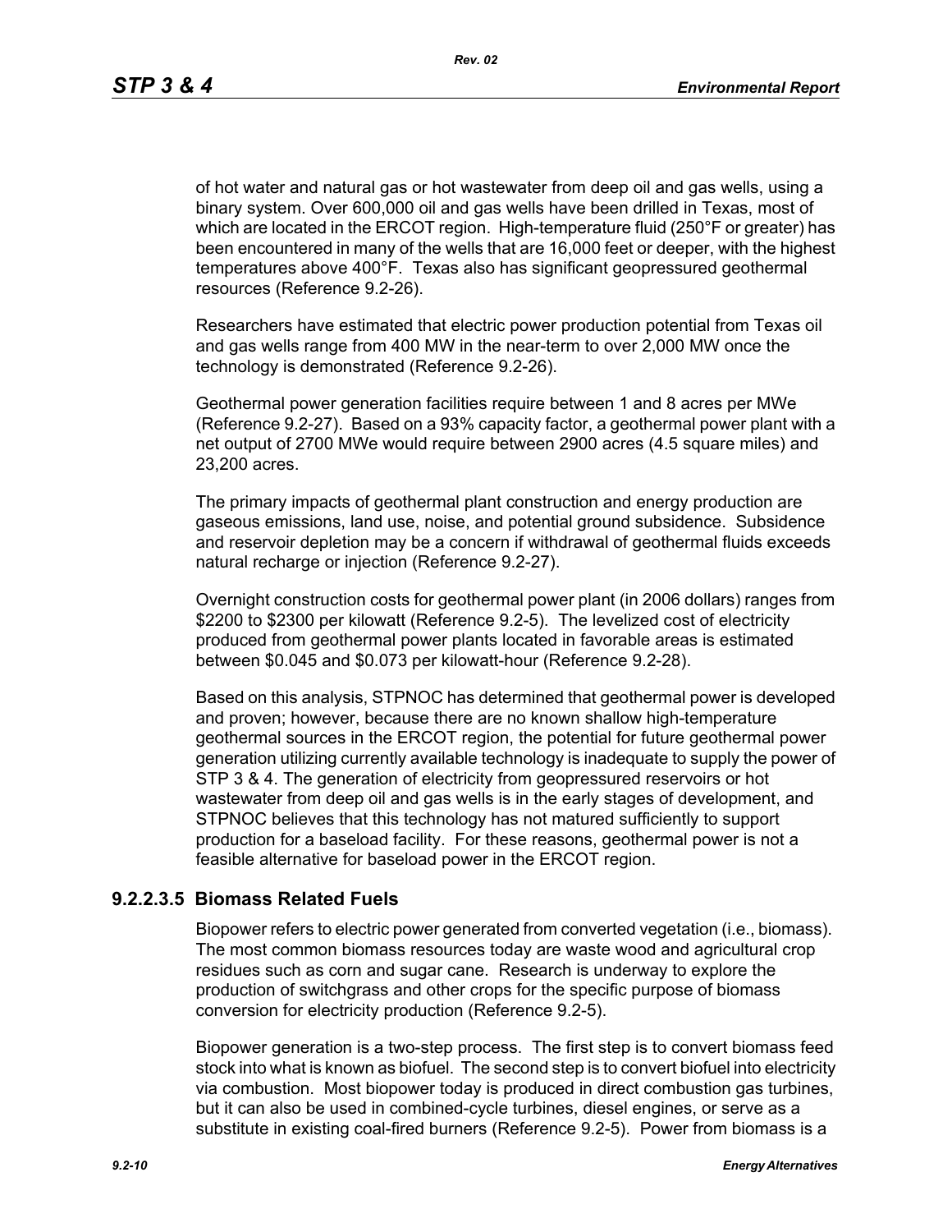of hot water and natural gas or hot wastewater from deep oil and gas wells, using a binary system. Over 600,000 oil and gas wells have been drilled in Texas, most of which are located in the ERCOT region. High-temperature fluid (250°F or greater) has been encountered in many of the wells that are 16,000 feet or deeper, with the highest temperatures above 400°F. Texas also has significant geopressured geothermal resources (Reference 9.2-26).

Researchers have estimated that electric power production potential from Texas oil and gas wells range from 400 MW in the near-term to over 2,000 MW once the technology is demonstrated (Reference 9.2-26).

Geothermal power generation facilities require between 1 and 8 acres per MWe (Reference 9.2-27). Based on a 93% capacity factor, a geothermal power plant with a net output of 2700 MWe would require between 2900 acres (4.5 square miles) and 23,200 acres.

The primary impacts of geothermal plant construction and energy production are gaseous emissions, land use, noise, and potential ground subsidence. Subsidence and reservoir depletion may be a concern if withdrawal of geothermal fluids exceeds natural recharge or injection (Reference 9.2-27).

Overnight construction costs for geothermal power plant (in 2006 dollars) ranges from $2200 to $2300 per kilowatt (Reference 9.2-5). The levelized cost of electricity produced from geothermal power plants located in favorable areas is estimated between $0.045 and $0.073 per kilowatt-hour (Reference 9.2-28).

Based on this analysis, STPNOC has determined that geothermal power is developed and proven; however, because there are no known shallow high-temperature geothermal sources in the ERCOT region, the potential for future geothermal power generation utilizing currently available technology is inadequate to supply the power of STP 3 & 4. The generation of electricity from geopressured reservoirs or hot wastewater from deep oil and gas wells is in the early stages of development, and STPNOC believes that this technology has not matured sufficiently to support production for a baseload facility. For these reasons, geothermal power is not a feasible alternative for baseload power in the ERCOT region.

### 9.2.2.3.5 Biomass Related Fuels

Biopower refers to electric power generated from converted vegetation (i.e., biomass). The most common biomass resources today are waste wood and agricultural crop residues such as corn and sugar cane. Research is underway to explore the production of switchgrass and other crops for the specific purpose of biomass conversion for electricity production (Reference 9.2-5).

Biopower generation is a two-step process. The first step is to convert biomass feed stock into what is known as biofuel. The second step is to convert biofuel into electricity via combustion. Most biopower today is produced in direct combustion gas turbines, but it can also be used in combined-cycle turbines, diesel engines, or serve as a substitute in existing coal-fired burners (Reference 9.2-5). Power from biomass is a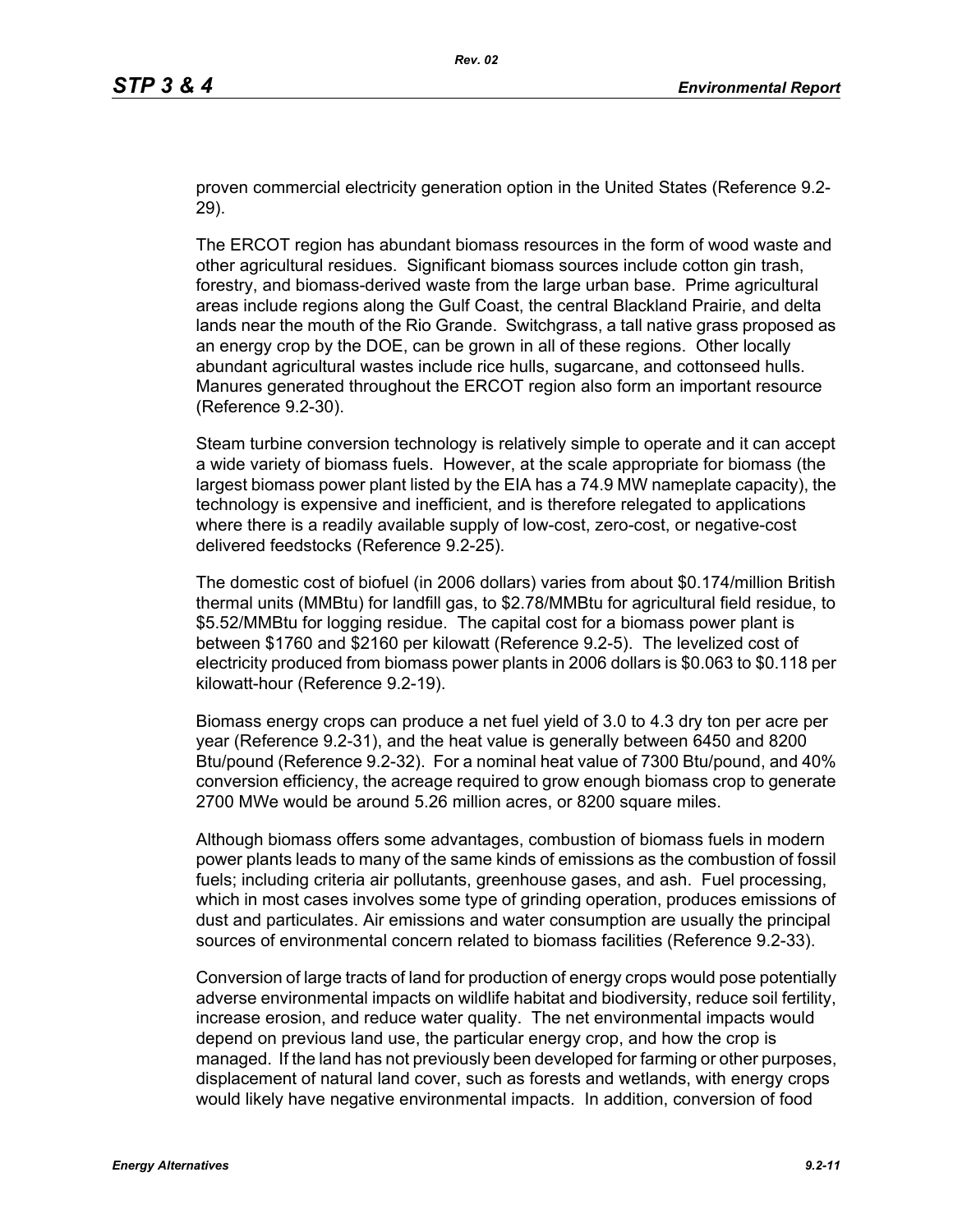proven commercial electricity generation option in the United States (Reference 9.2-29).

The ERCOT region has abundant biomass resources in the form of wood waste and other agricultural residues. Significant biomass sources include cotton gin trash, forestry, and biomass-derived waste from the large urban base. Prime agricultural areas include regions along the Gulf Coast, the central Blackland Prairie, and delta lands near the mouth of the Rio Grande. Switchgrass, a tall native grass proposed as an energy crop by the DOE, can be grown in all of these regions. Other locally abundant agricultural wastes include rice hulls, sugarcane, and cottonseed hulls. Manures generated throughout the ERCOT region also form an important resource (Reference 9.2-30).

Steam turbine conversion technology is relatively simple to operate and it can accept a wide variety of biomass fuels. However, at the scale appropriate for biomass (the largest biomass power plant listed by the EIA has a 74.9 MW nameplate capacity), the technology is expensive and inefficient, and is therefore relegated to applications where there is a readily available supply of low-cost, zero-cost, or negative-cost delivered feedstocks (Reference 9.2-25).

The domestic cost of biofuel (in 2006 dollars) varies from about $0.174/million British thermal units (MMBtu) for landfill gas, to $2.78/MMBtu for agricultural field residue, to $5.52/MMBtu for logging residue. The capital cost for a biomass power plant is between $1760 and $2160 per kilowatt (Reference 9.2-5). The levelized cost of electricity produced from biomass power plants in 2006 dollars is $0.063 to $0.118 per kilowatt-hour (Reference 9.2-19).

Biomass energy crops can produce a net fuel yield of 3.0 to 4.3 dry ton per acre per year (Reference 9.2-31), and the heat value is generally between 6450 and 8200 Btu/pound (Reference 9.2-32). For a nominal heat value of 7300 Btu/pound, and 40% conversion efficiency, the acreage required to grow enough biomass crop to generate 2700 MWe would be around 5.26 million acres, or 8200 square miles.

Although biomass offers some advantages, combustion of biomass fuels in modern power plants leads to many of the same kinds of emissions as the combustion of fossil fuels; including criteria air pollutants, greenhouse gases, and ash. Fuel processing, which in most cases involves some type of grinding operation, produces emissions of dust and particulates. Air emissions and water consumption are usually the principal sources of environmental concern related to biomass facilities (Reference 9.2-33).

Conversion of large tracts of land for production of energy crops would pose potentially adverse environmental impacts on wildlife habitat and biodiversity, reduce soil fertility, increase erosion, and reduce water quality. The net environmental impacts would depend on previous land use, the particular energy crop, and how the crop is managed. If the land has not previously been developed for farming or other purposes, displacement of natural land cover, such as forests and wetlands, with energy crops would likely have negative environmental impacts. In addition, conversion of food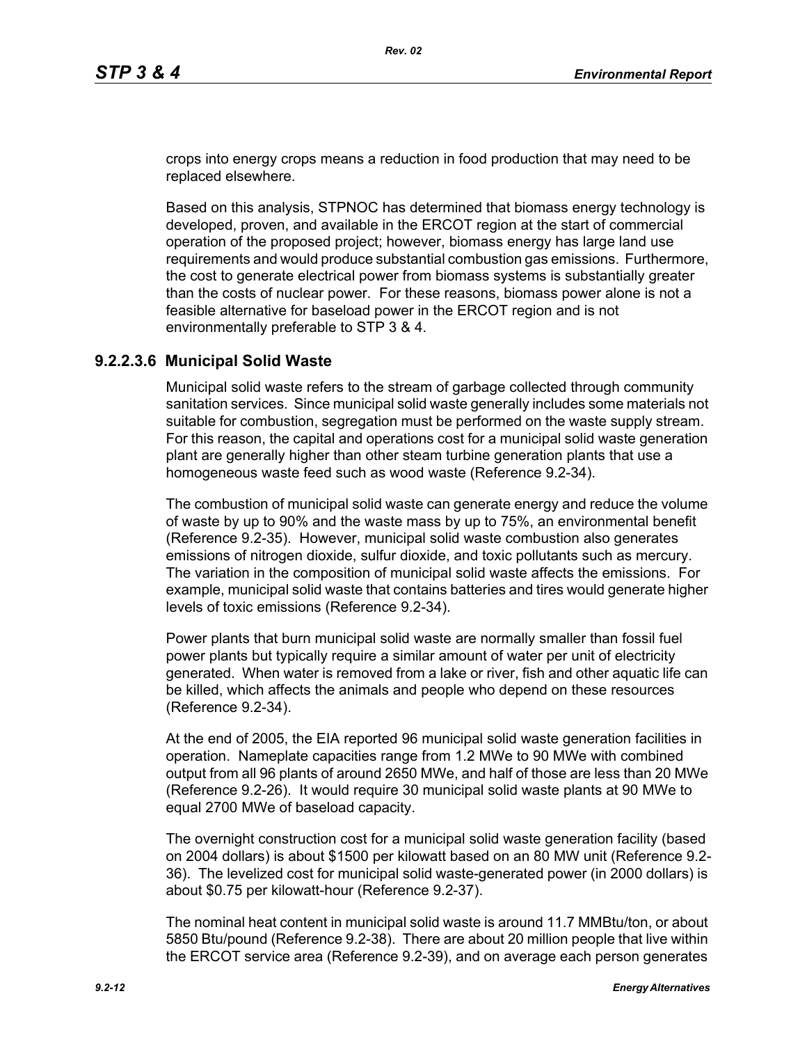crops into energy crops means a reduction in food production that may need to be replaced elsewhere.

Based on this analysis, STPNOC has determined that biomass energy technology is developed, proven, and available in the ERCOT region at the start of commercial operation of the proposed project; however, biomass energy has large land use requirements and would produce substantial combustion gas emissions. Furthermore, the cost to generate electrical power from biomass systems is substantially greater than the costs of nuclear power. For these reasons, biomass power alone is not a feasible alternative for baseload power in the ERCOT region and is not environmentally preferable to STP 3 & 4.

### 9.2.2.3.6 Municipal Solid Waste

Municipal solid waste refers to the stream of garbage collected through community sanitation services. Since municipal solid waste generally includes some materials not suitable for combustion, segregation must be performed on the waste supply stream. For this reason, the capital and operations cost for a municipal solid waste generation plant are generally higher than other steam turbine generation plants that use a homogeneous waste feed such as wood waste (Reference 9.2-34).

The combustion of municipal solid waste can generate energy and reduce the volume of waste by up to 90% and the waste mass by up to 75%, an environmental benefit (Reference 9.2-35). However, municipal solid waste combustion also generates emissions of nitrogen dioxide, sulfur dioxide, and toxic pollutants such as mercury. The variation in the composition of municipal solid waste affects the emissions. For example, municipal solid waste that contains batteries and tires would generate higher levels of toxic emissions (Reference 9.2-34).

Power plants that burn municipal solid waste are normally smaller than fossil fuel power plants but typically require a similar amount of water per unit of electricity generated. When water is removed from a lake or river, fish and other aquatic life can be killed, which affects the animals and people who depend on these resources (Reference 9.2-34).

At the end of 2005, the EIA reported 96 municipal solid waste generation facilities in operation. Nameplate capacities range from 1.2 MWe to 90 MWe with combined output from all 96 plants of around 2650 MWe, and half of those are less than 20 MWe (Reference 9.2-26). It would require 30 municipal solid waste plants at 90 MWe to equal 2700 MWe of baseload capacity.

The overnight construction cost for a municipal solid waste generation facility (based on 2004 dollars) is about $1500 per kilowatt based on an 80 MW unit (Reference 9.2-36). The levelized cost for municipal solid waste-generated power (in 2000 dollars) is about $0.75 per kilowatt-hour (Reference 9.2-37).

The nominal heat content in municipal solid waste is around 11.7 MMBtu/ton, or about 5850 Btu/pound (Reference 9.2-38). There are about 20 million people that live within the ERCOT service area (Reference 9.2-39), and on average each person generates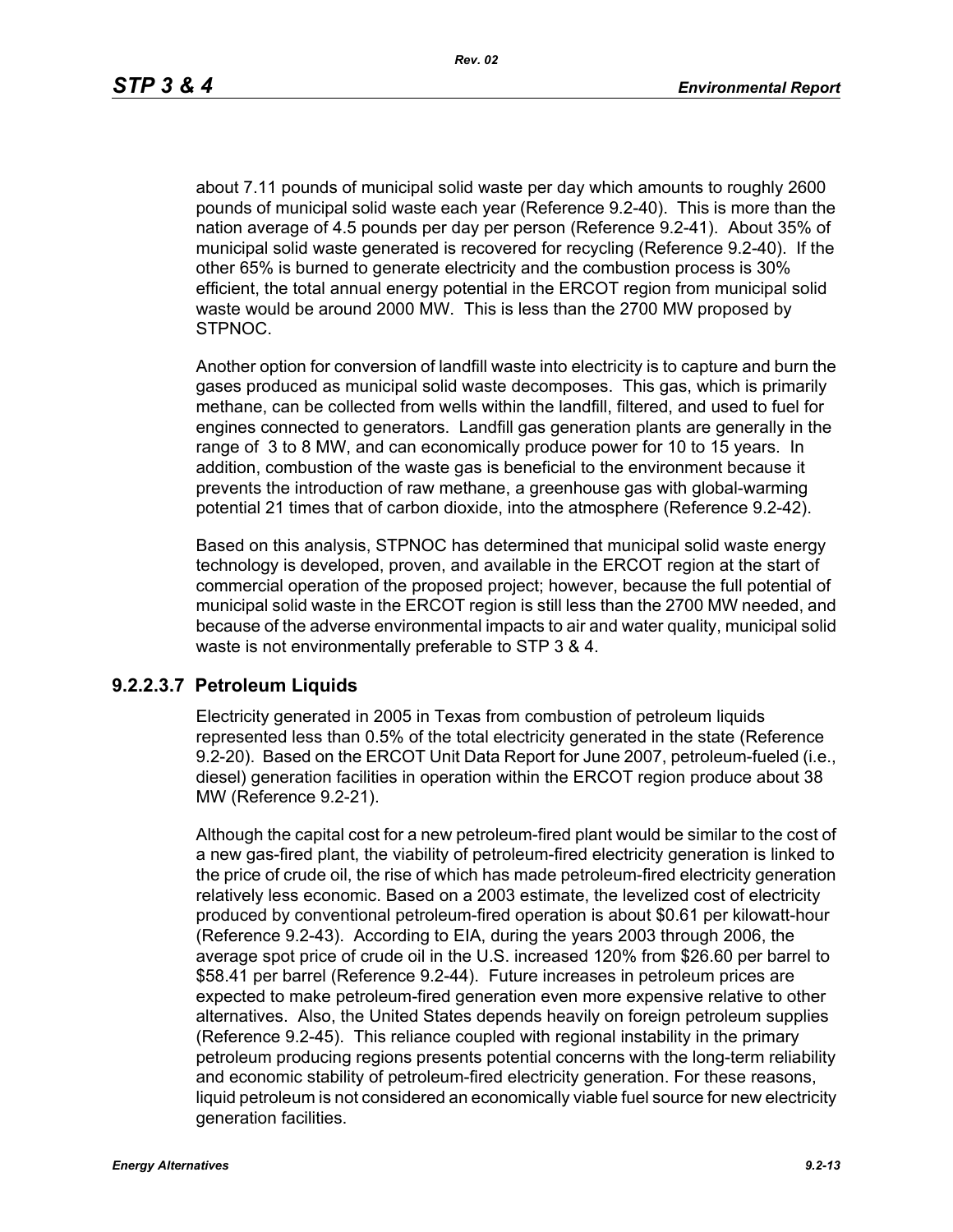about 7.11 pounds of municipal solid waste per day which amounts to roughly 2600 pounds of municipal solid waste each year (Reference 9.2-40). This is more than the nation average of 4.5 pounds per day per person (Reference 9.2-41). About 35% of municipal solid waste generated is recovered for recycling (Reference 9.2-40). If the other 65% is burned to generate electricity and the combustion process is 30% efficient, the total annual energy potential in the ERCOT region from municipal solid waste would be around 2000 MW. This is less than the 2700 MW proposed by STPNOC.

Another option for conversion of landfill waste into electricity is to capture and burn the gases produced as municipal solid waste decomposes. This gas, which is primarily methane, can be collected from wells within the landfill, filtered, and used to fuel for engines connected to generators. Landfill gas generation plants are generally in the range of 3 to 8 MW, and can economically produce power for 10 to 15 years. In addition, combustion of the waste gas is beneficial to the environment because it prevents the introduction of raw methane, a greenhouse gas with global-warming potential 21 times that of carbon dioxide, into the atmosphere (Reference 9.2-42).

Based on this analysis, STPNOC has determined that municipal solid waste energy technology is developed, proven, and available in the ERCOT region at the start of commercial operation of the proposed project; however, because the full potential of municipal solid waste in the ERCOT region is still less than the 2700 MW needed, and because of the adverse environmental impacts to air and water quality, municipal solid waste is not environmentally preferable to STP 3 & 4.

### 9.2.2.3.7 Petroleum Liquids

Electricity generated in 2005 in Texas from combustion of petroleum liquids represented less than 0.5% of the total electricity generated in the state (Reference 9.2-20). Based on the ERCOT Unit Data Report for June 2007, petroleum-fueled (i.e., diesel) generation facilities in operation within the ERCOT region produce about 38 MW (Reference 9.2-21).

Although the capital cost for a new petroleum-fired plant would be similar to the cost of a new gas-fired plant, the viability of petroleum-fired electricity generation is linked to the price of crude oil, the rise of which has made petroleum-fired electricity generation relatively less economic. Based on a 2003 estimate, the levelized cost of electricity produced by conventional petroleum-fired operation is about $0.61 per kilowatt-hour (Reference 9.2-43). According to EIA, during the years 2003 through 2006, the average spot price of crude oil in the U.S. increased 120% from $26.60 per barrel to $58.41 per barrel (Reference 9.2-44). Future increases in petroleum prices are expected to make petroleum-fired generation even more expensive relative to other alternatives. Also, the United States depends heavily on foreign petroleum supplies (Reference 9.2-45). This reliance coupled with regional instability in the primary petroleum producing regions presents potential concerns with the long-term reliability and economic stability of petroleum-fired electricity generation. For these reasons, liquid petroleum is not considered an economically viable fuel source for new electricity generation facilities.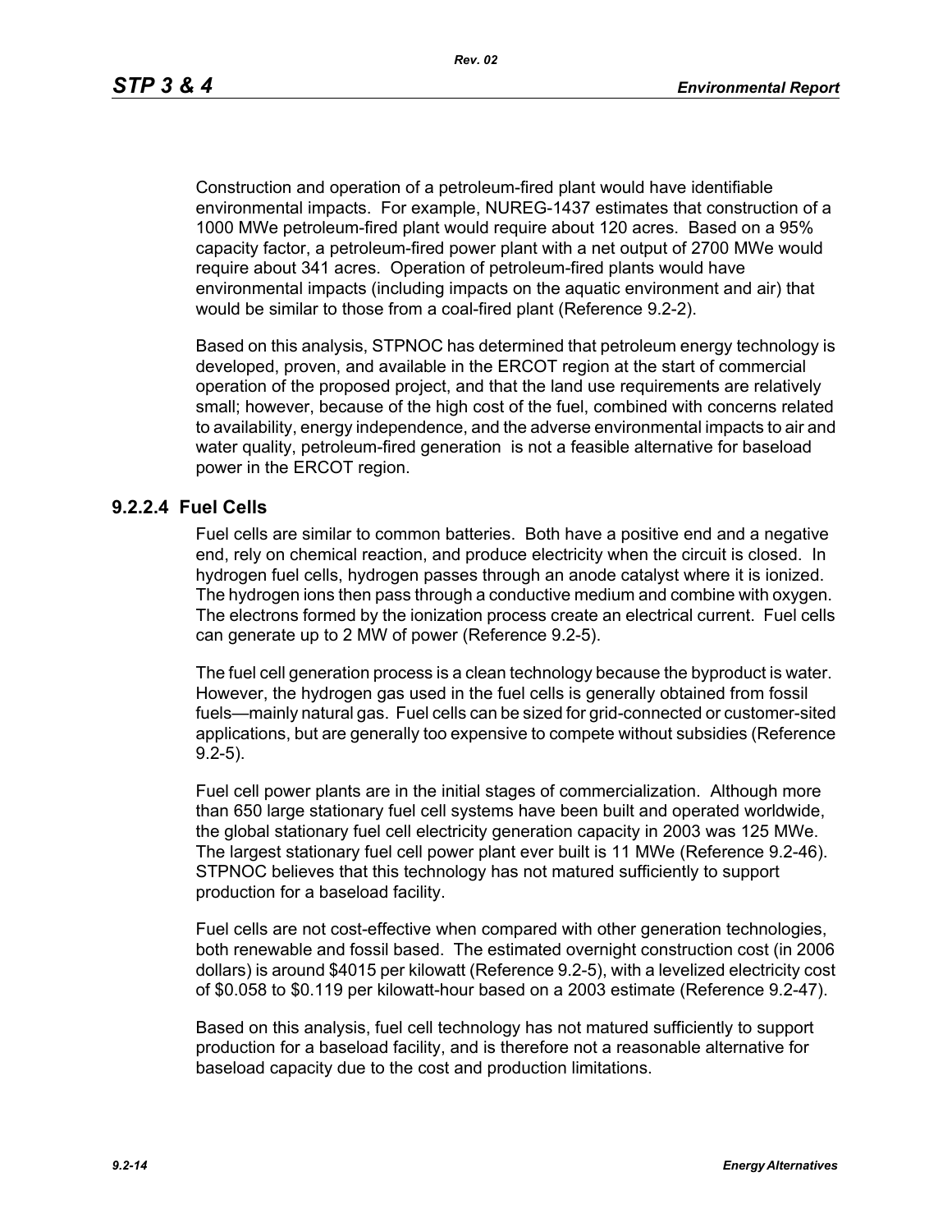Construction and operation of a petroleum-fired plant would have identifiable environmental impacts. For example, NUREG-1437 estimates that construction of a 1000 MWe petroleum-fired plant would require about 120 acres. Based on a 95% capacity factor, a petroleum-fired power plant with a net output of 2700 MWe would require about 341 acres. Operation of petroleum-fired plants would have environmental impacts (including impacts on the aquatic environment and air) that would be similar to those from a coal-fired plant (Reference 9.2-2).

Based on this analysis, STPNOC has determined that petroleum energy technology is developed, proven, and available in the ERCOT region at the start of commercial operation of the proposed project, and that the land use requirements are relatively small; however, because of the high cost of the fuel, combined with concerns related to availability, energy independence, and the adverse environmental impacts to air and water quality, petroleum-fired generation is not a feasible alternative for baseload power in the ERCOT region.

### 9.2.2.4 Fuel Cells

Fuel cells are similar to common batteries. Both have a positive end and a negative end, rely on chemical reaction, and produce electricity when the circuit is closed. In hydrogen fuel cells, hydrogen passes through an anode catalyst where it is ionized. The hydrogen ions then pass through a conductive medium and combine with oxygen. The electrons formed by the ionization process create an electrical current. Fuel cells can generate up to 2 MW of power (Reference 9.2-5).

The fuel cell generation process is a clean technology because the byproduct is water. However, the hydrogen gas used in the fuel cells is generally obtained from fossil fuels—mainly natural gas. Fuel cells can be sized for grid-connected or customer-sited applications, but are generally too expensive to compete without subsidies (Reference 9.2-5).

Fuel cell power plants are in the initial stages of commercialization. Although more than 650 large stationary fuel cell systems have been built and operated worldwide, the global stationary fuel cell electricity generation capacity in 2003 was 125 MWe. The largest stationary fuel cell power plant ever built is 11 MWe (Reference 9.2-46). STPNOC believes that this technology has not matured sufficiently to support production for a baseload facility.

Fuel cells are not cost-effective when compared with other generation technologies, both renewable and fossil based. The estimated overnight construction cost (in 2006 dollars) is around $4015 per kilowatt (Reference 9.2-5), with a levelized electricity cost of $0.058 to $0.119 per kilowatt-hour based on a 2003 estimate (Reference 9.2-47).

Based on this analysis, fuel cell technology has not matured sufficiently to support production for a baseload facility, and is therefore not a reasonable alternative for baseload capacity due to the cost and production limitations.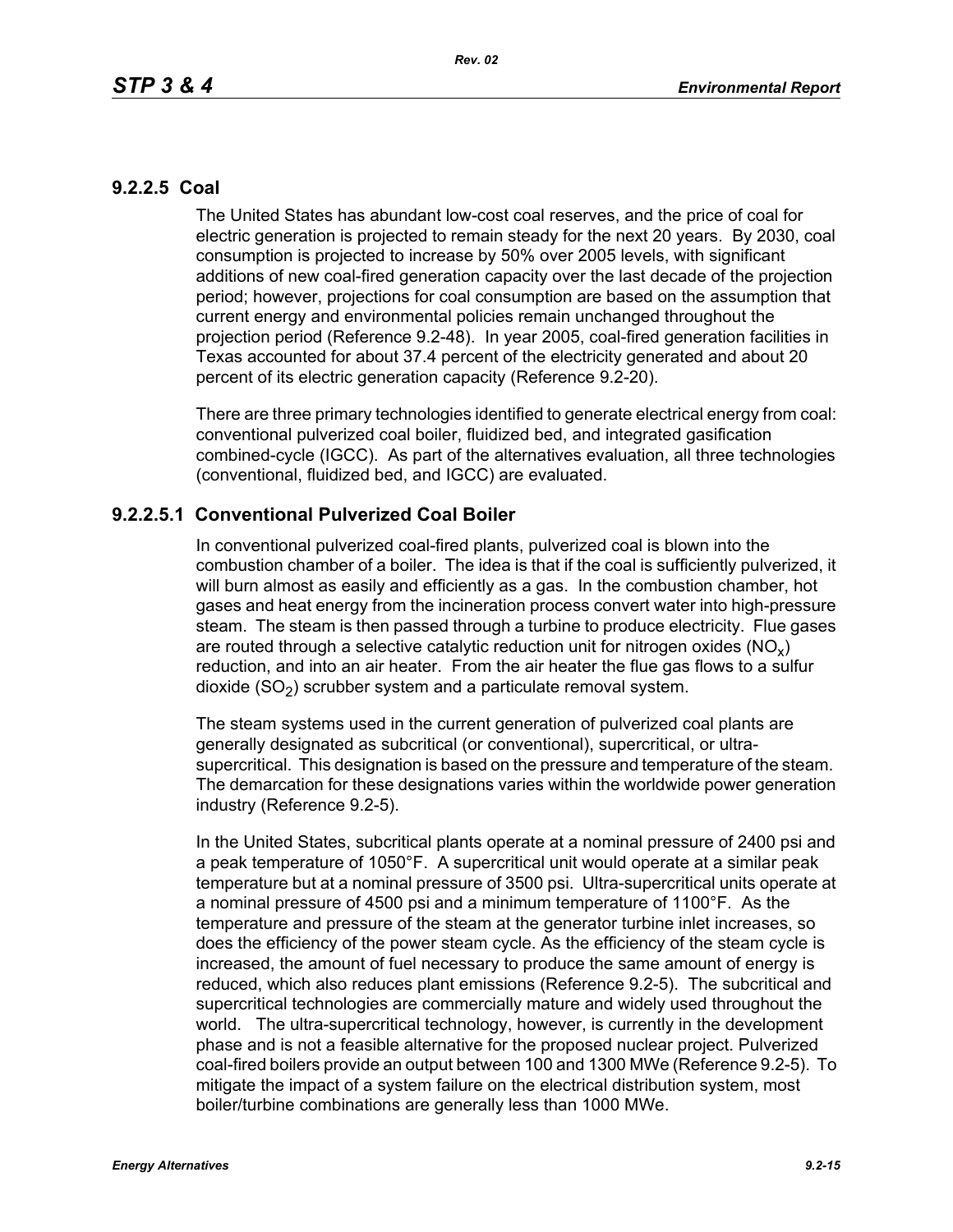### 9.2.2.5 Coal

The United States has abundant low-cost coal reserves, and the price of coal for electric generation is projected to remain steady for the next 20 years. By 2030, coal consumption is projected to increase by 50% over 2005 levels, with significant additions of new coal-fired generation capacity over the last decade of the projection period; however, projections for coal consumption are based on the assumption that current energy and environmental policies remain unchanged throughout the projection period (Reference 9.2-48). In year 2005, coal-fired generation facilities in Texas accounted for about 37.4 percent of the electricity generated and about 20 percent of its electric generation capacity (Reference 9.2-20).

There are three primary technologies identified to generate electrical energy from coal: conventional pulverized coal boiler, fluidized bed, and integrated gasification combined-cycle (IGCC). As part of the alternatives evaluation, all three technologies (conventional, fluidized bed, and IGCC) are evaluated.

#### 9.2.2.5.1 Conventional Pulverized Coal Boiler

In conventional pulverized coal-fired plants, pulverized coal is blown into the combustion chamber of a boiler. The idea is that if the coal is sufficiently pulverized, it will burn almost as easily and efficiently as a gas. In the combustion chamber, hot gases and heat energy from the incineration process convert water into high-pressure steam. The steam is then passed through a turbine to produce electricity. Flue gases are routed through a selective catalytic reduction unit for nitrogen oxides ($NO_x$) reduction, and into an air heater. From the air heater the flue gas flows to a sulfur dioxide ($SO_2$) scrubber system and a particulate removal system.

The steam systems used in the current generation of pulverized coal plants are generally designated as subcritical (or conventional), supercritical, or ultra-supercritical. This designation is based on the pressure and temperature of the steam. The demarcation for these designations varies within the worldwide power generation industry (Reference 9.2-5).

In the United States, subcritical plants operate at a nominal pressure of 2400 psi and a peak temperature of 1050°F. A supercritical unit would operate at a similar peak temperature but at a nominal pressure of 3500 psi. Ultra-supercritical units operate at a nominal pressure of 4500 psi and a minimum temperature of 1100°F. As the temperature and pressure of the steam at the generator turbine inlet increases, so does the efficiency of the power steam cycle. As the efficiency of the steam cycle is increased, the amount of fuel necessary to produce the same amount of energy is reduced, which also reduces plant emissions (Reference 9.2-5). The subcritical and supercritical technologies are commercially mature and widely used throughout the world. The ultra-supercritical technology, however, is currently in the development phase and is not a feasible alternative for the proposed nuclear project. Pulverized coal-fired boilers provide an output between 100 and 1300 MWe (Reference 9.2-5). To mitigate the impact of a system failure on the electrical distribution system, most boiler/turbine combinations are generally less than 1000 MWe.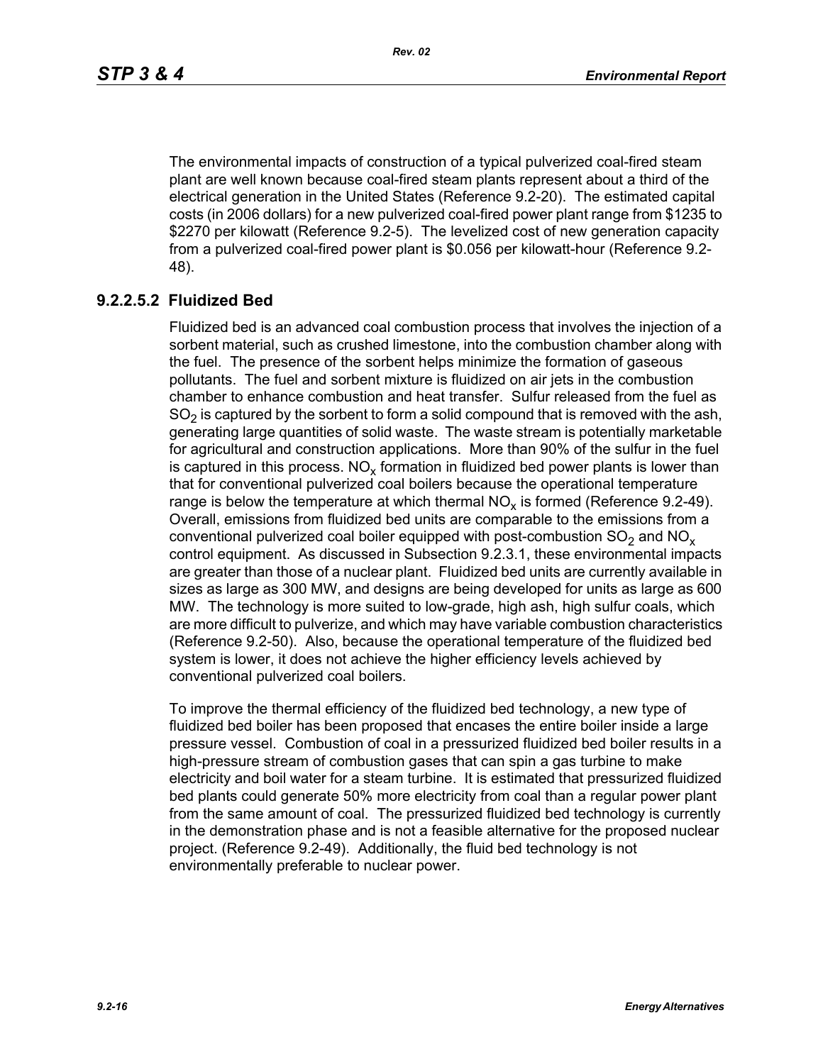The environmental impacts of construction of a typical pulverized coal-fired steam plant are well known because coal-fired steam plants represent about a third of the electrical generation in the United States (Reference 9.2-20). The estimated capital costs (in 2006 dollars) for a new pulverized coal-fired power plant range from $1235 to $2270 per kilowatt (Reference 9.2-5). The levelized cost of new generation capacity from a pulverized coal-fired power plant is $0.056 per kilowatt-hour (Reference 9.2-48).

### 9.2.2.5.2 Fluidized Bed

Fluidized bed is an advanced coal combustion process that involves the injection of a sorbent material, such as crushed limestone, into the combustion chamber along with the fuel. The presence of the sorbent helps minimize the formation of gaseous pollutants. The fuel and sorbent mixture is fluidized on air jets in the combustion chamber to enhance combustion and heat transfer. Sulfur released from the fuel as $SO_2$ is captured by the sorbent to form a solid compound that is removed with the ash, generating large quantities of solid waste. The waste stream is potentially marketable for agricultural and construction applications. More than 90% of the sulfur in the fuel is captured in this process. $NO_x$ formation in fluidized bed power plants is lower than that for conventional pulverized coal boilers because the operational temperature range is below the temperature at which thermal $NO_x$ is formed (Reference 9.2-49). Overall, emissions from fluidized bed units are comparable to the emissions from a conventional pulverized coal boiler equipped with post-combustion $SO_2$ and $NO_x$ control equipment. As discussed in Subsection 9.2.3.1, these environmental impacts are greater than those of a nuclear plant. Fluidized bed units are currently available in sizes as large as 300 MW, and designs are being developed for units as large as 600 MW. The technology is more suited to low-grade, high ash, high sulfur coals, which are more difficult to pulverize, and which may have variable combustion characteristics (Reference 9.2-50). Also, because the operational temperature of the fluidized bed system is lower, it does not achieve the higher efficiency levels achieved by conventional pulverized coal boilers.

To improve the thermal efficiency of the fluidized bed technology, a new type of fluidized bed boiler has been proposed that encases the entire boiler inside a large pressure vessel. Combustion of coal in a pressurized fluidized bed boiler results in a high-pressure stream of combustion gases that can spin a gas turbine to make electricity and boil water for a steam turbine. It is estimated that pressurized fluidized bed plants could generate 50% more electricity from coal than a regular power plant from the same amount of coal. The pressurized fluidized bed technology is currently in the demonstration phase and is not a feasible alternative for the proposed nuclear project. (Reference 9.2-49). Additionally, the fluid bed technology is not environmentally preferable to nuclear power.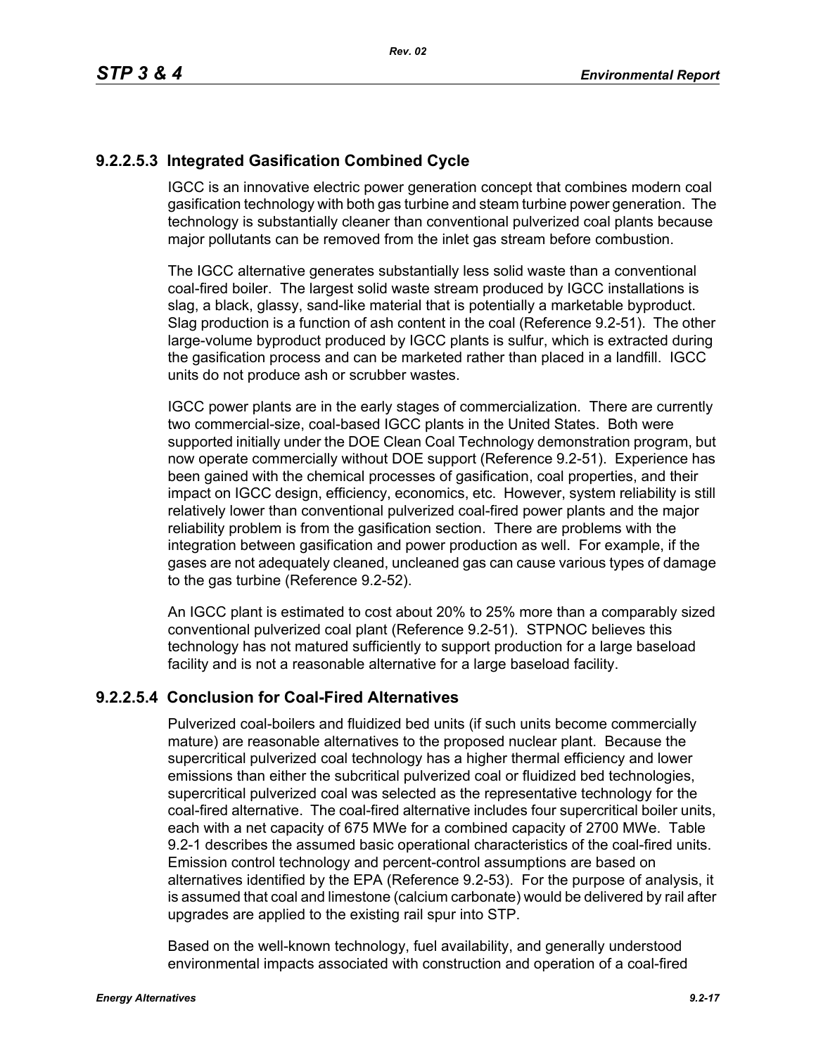### 9.2.2.5.3 Integrated Gasification Combined Cycle

IGCC is an innovative electric power generation concept that combines modern coal gasification technology with both gas turbine and steam turbine power generation. The technology is substantially cleaner than conventional pulverized coal plants because major pollutants can be removed from the inlet gas stream before combustion.

The IGCC alternative generates substantially less solid waste than a conventional coal-fired boiler. The largest solid waste stream produced by IGCC installations is slag, a black, glassy, sand-like material that is potentially a marketable byproduct. Slag production is a function of ash content in the coal (Reference 9.2-51). The other large-volume byproduct produced by IGCC plants is sulfur, which is extracted during the gasification process and can be marketed rather than placed in a landfill. IGCC units do not produce ash or scrubber wastes.

IGCC power plants are in the early stages of commercialization. There are currently two commercial-size, coal-based IGCC plants in the United States. Both were supported initially under the DOE Clean Coal Technology demonstration program, but now operate commercially without DOE support (Reference 9.2-51). Experience has been gained with the chemical processes of gasification, coal properties, and their impact on IGCC design, efficiency, economics, etc. However, system reliability is still relatively lower than conventional pulverized coal-fired power plants and the major reliability problem is from the gasification section. There are problems with the integration between gasification and power production as well. For example, if the gases are not adequately cleaned, uncleaned gas can cause various types of damage to the gas turbine (Reference 9.2-52).

An IGCC plant is estimated to cost about 20% to 25% more than a comparably sized conventional pulverized coal plant (Reference 9.2-51). STPNOC believes this technology has not matured sufficiently to support production for a large baseload facility and is not a reasonable alternative for a large baseload facility.

### 9.2.2.5.4 Conclusion for Coal-Fired Alternatives

Pulverized coal-boilers and fluidized bed units (if such units become commercially mature) are reasonable alternatives to the proposed nuclear plant. Because the supercritical pulverized coal technology has a higher thermal efficiency and lower emissions than either the subcritical pulverized coal or fluidized bed technologies, supercritical pulverized coal was selected as the representative technology for the coal-fired alternative. The coal-fired alternative includes four supercritical boiler units, each with a net capacity of 675 MWe for a combined capacity of 2700 MWe. Table 9.2-1 describes the assumed basic operational characteristics of the coal-fired units. Emission control technology and percent-control assumptions are based on alternatives identified by the EPA (Reference 9.2-53). For the purpose of analysis, it is assumed that coal and limestone (calcium carbonate) would be delivered by rail after upgrades are applied to the existing rail spur into STP.

Based on the well-known technology, fuel availability, and generally understood environmental impacts associated with construction and operation of a coal-fired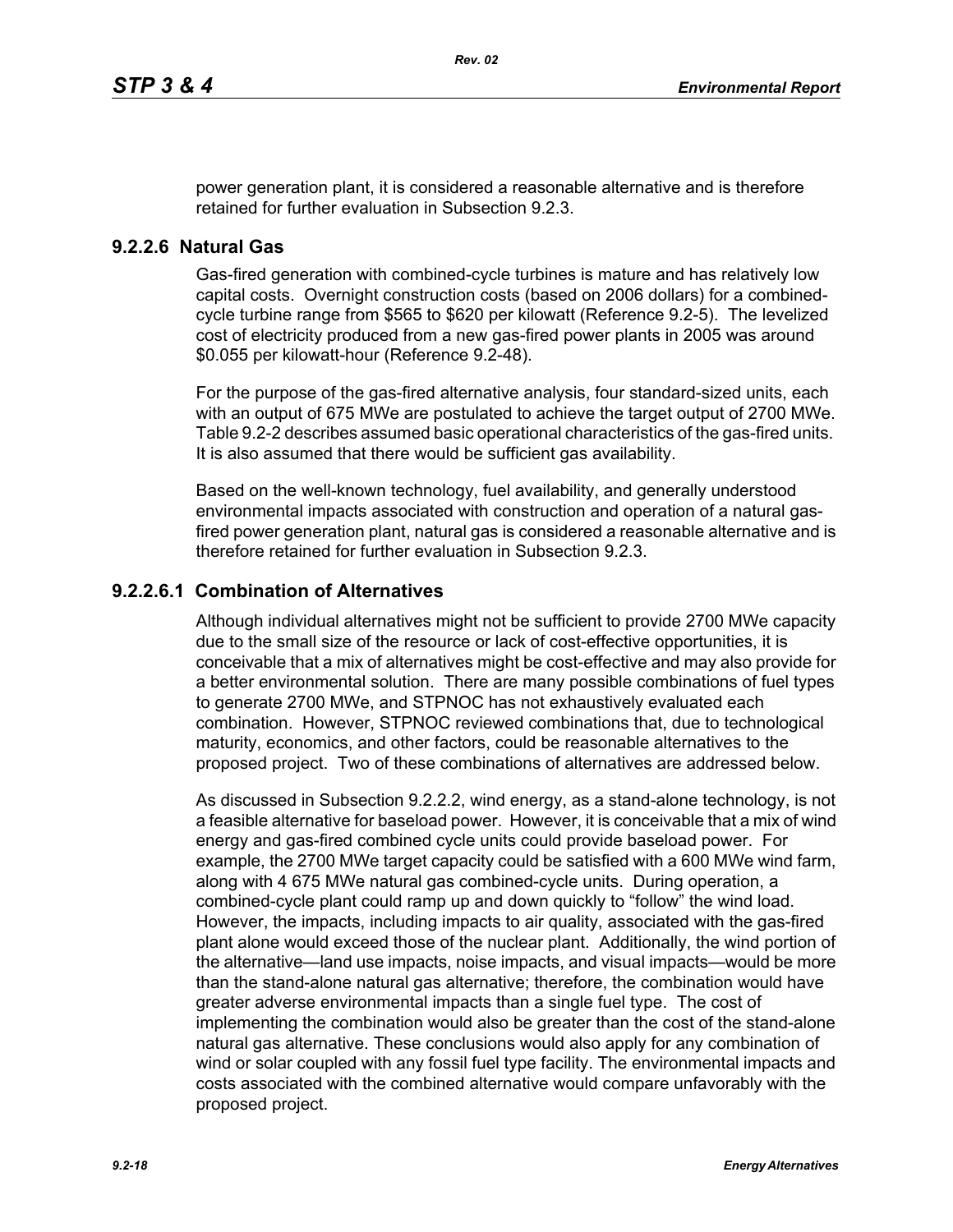power generation plant, it is considered a reasonable alternative and is therefore retained for further evaluation in Subsection 9.2.3.

### 9.2.2.6 Natural Gas

Gas-fired generation with combined-cycle turbines is mature and has relatively low capital costs. Overnight construction costs (based on 2006 dollars) for a combined-cycle turbine range from $565 to $620 per kilowatt (Reference 9.2-5). The levelized cost of electricity produced from a new gas-fired power plants in 2005 was around $0.055 per kilowatt-hour (Reference 9.2-48).

For the purpose of the gas-fired alternative analysis, four standard-sized units, each with an output of 675 MWe are postulated to achieve the target output of 2700 MWe. Table 9.2-2 describes assumed basic operational characteristics of the gas-fired units. It is also assumed that there would be sufficient gas availability.

Based on the well-known technology, fuel availability, and generally understood environmental impacts associated with construction and operation of a natural gas-fired power generation plant, natural gas is considered a reasonable alternative and is therefore retained for further evaluation in Subsection 9.2.3.

#### 9.2.2.6.1 Combination of Alternatives

Although individual alternatives might not be sufficient to provide 2700 MWe capacity due to the small size of the resource or lack of cost-effective opportunities, it is conceivable that a mix of alternatives might be cost-effective and may also provide for a better environmental solution. There are many possible combinations of fuel types to generate 2700 MWe, and STPNOC has not exhaustively evaluated each combination. However, STPNOC reviewed combinations that, due to technological maturity, economics, and other factors, could be reasonable alternatives to the proposed project. Two of these combinations of alternatives are addressed below.

As discussed in Subsection 9.2.2.2, wind energy, as a stand-alone technology, is not a feasible alternative for baseload power. However, it is conceivable that a mix of wind energy and gas-fired combined cycle units could provide baseload power. For example, the 2700 MWe target capacity could be satisfied with a 600 MWe wind farm, along with 4 675 MWe natural gas combined-cycle units. During operation, a combined-cycle plant could ramp up and down quickly to "follow" the wind load. However, the impacts, including impacts to air quality, associated with the gas-fired plant alone would exceed those of the nuclear plant. Additionally, the wind portion of the alternative—land use impacts, noise impacts, and visual impacts—would be more than the stand-alone natural gas alternative; therefore, the combination would have greater adverse environmental impacts than a single fuel type. The cost of implementing the combination would also be greater than the cost of the stand-alone natural gas alternative. These conclusions would also apply for any combination of wind or solar coupled with any fossil fuel type facility. The environmental impacts and costs associated with the combined alternative would compare unfavorably with the proposed project.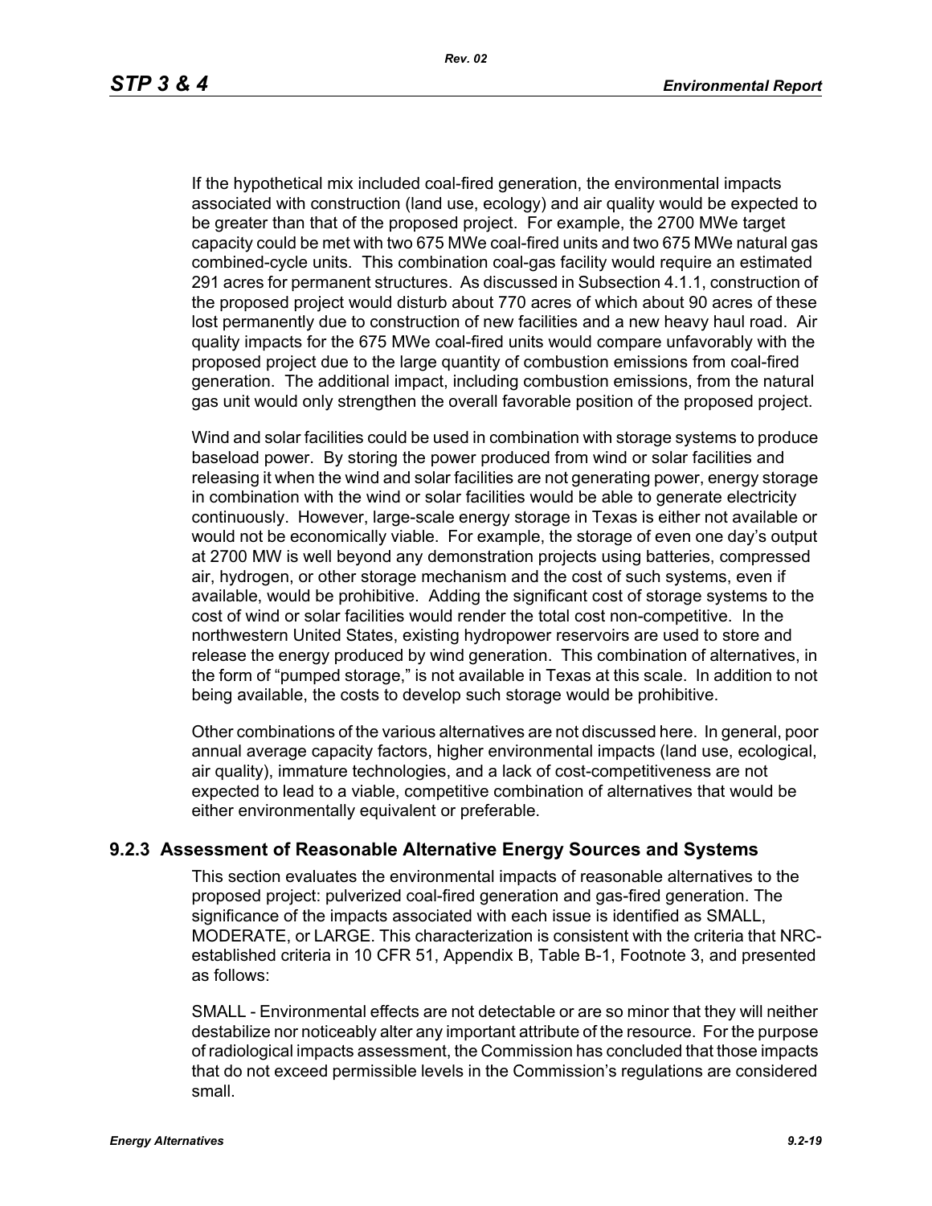If the hypothetical mix included coal-fired generation, the environmental impacts associated with construction (land use, ecology) and air quality would be expected to be greater than that of the proposed project. For example, the 2700 MWe target capacity could be met with two 675 MWe coal-fired units and two 675 MWe natural gas combined-cycle units. This combination coal-gas facility would require an estimated 291 acres for permanent structures. As discussed in Subsection 4.1.1, construction of the proposed project would disturb about 770 acres of which about 90 acres of these lost permanently due to construction of new facilities and a new heavy haul road. Air quality impacts for the 675 MWe coal-fired units would compare unfavorably with the proposed project due to the large quantity of combustion emissions from coal-fired generation. The additional impact, including combustion emissions, from the natural gas unit would only strengthen the overall favorable position of the proposed project.

Wind and solar facilities could be used in combination with storage systems to produce baseload power. By storing the power produced from wind or solar facilities and releasing it when the wind and solar facilities are not generating power, energy storage in combination with the wind or solar facilities would be able to generate electricity continuously. However, large-scale energy storage in Texas is either not available or would not be economically viable. For example, the storage of even one day's output at 2700 MW is well beyond any demonstration projects using batteries, compressed air, hydrogen, or other storage mechanism and the cost of such systems, even if available, would be prohibitive. Adding the significant cost of storage systems to the cost of wind or solar facilities would render the total cost non-competitive. In the northwestern United States, existing hydropower reservoirs are used to store and release the energy produced by wind generation. This combination of alternatives, in the form of "pumped storage," is not available in Texas at this scale. In addition to not being available, the costs to develop such storage would be prohibitive.

Other combinations of the various alternatives are not discussed here. In general, poor annual average capacity factors, higher environmental impacts (land use, ecological, air quality), immature technologies, and a lack of cost-competitiveness are not expected to lead to a viable, competitive combination of alternatives that would be either environmentally equivalent or preferable.

### 9.2.3 Assessment of Reasonable Alternative Energy Sources and Systems

This section evaluates the environmental impacts of reasonable alternatives to the proposed project: pulverized coal-fired generation and gas-fired generation. The significance of the impacts associated with each issue is identified as SMALL, MODERATE, or LARGE. This characterization is consistent with the criteria that NRC-established criteria in 10 CFR 51, Appendix B, Table B-1, Footnote 3, and presented as follows:

SMALL - Environmental effects are not detectable or are so minor that they will neither destabilize nor noticeably alter any important attribute of the resource. For the purpose of radiological impacts assessment, the Commission has concluded that those impacts that do not exceed permissible levels in the Commission's regulations are considered small.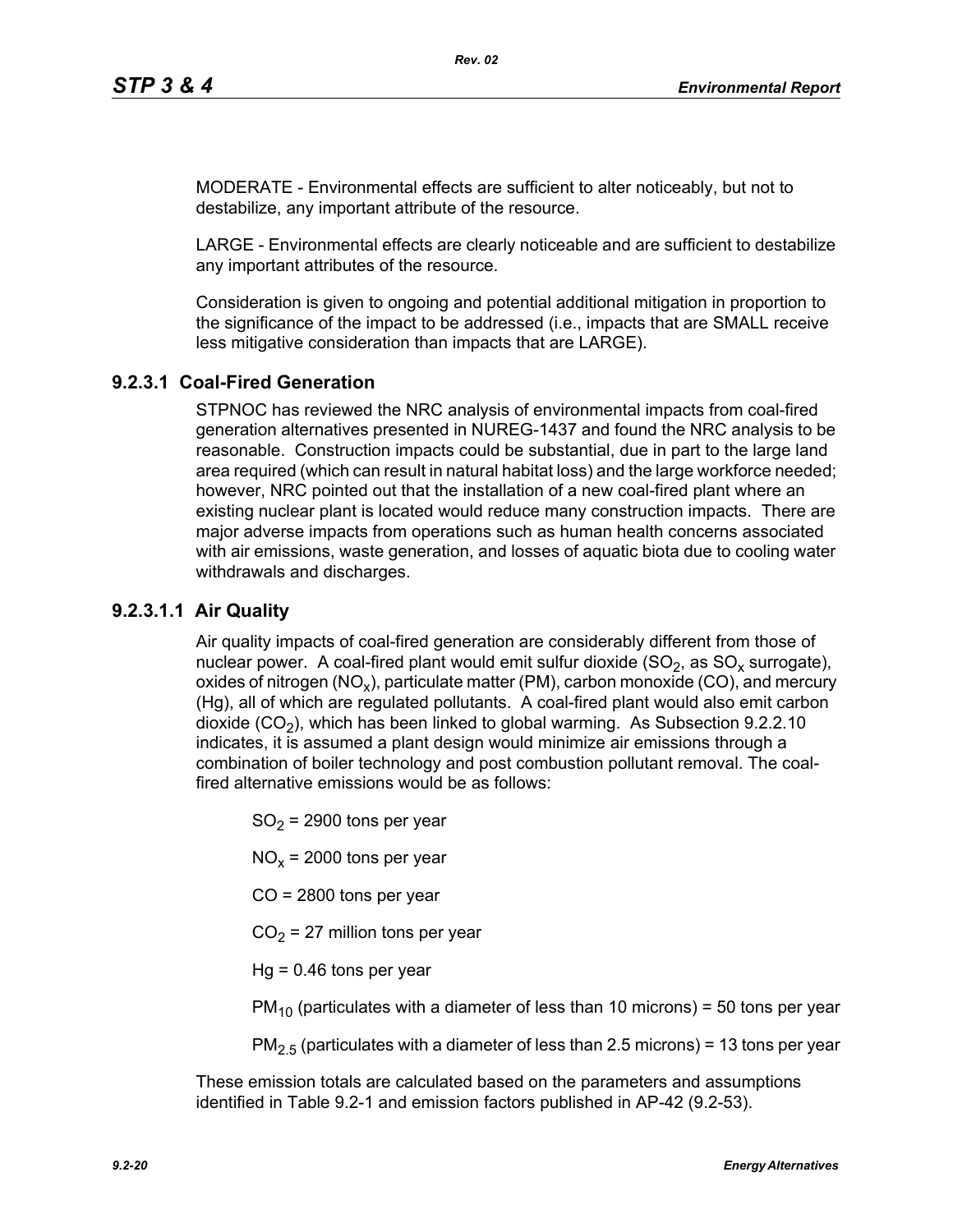MODERATE - Environmental effects are sufficient to alter noticeably, but not to destabilize, any important attribute of the resource.

LARGE - Environmental effects are clearly noticeable and are sufficient to destabilize any important attributes of the resource.

Consideration is given to ongoing and potential additional mitigation in proportion to the significance of the impact to be addressed (i.e., impacts that are SMALL receive less mitigative consideration than impacts that are LARGE).

### 9.2.3.1 Coal-Fired Generation

STPNOC has reviewed the NRC analysis of environmental impacts from coal-fired generation alternatives presented in NUREG-1437 and found the NRC analysis to be reasonable. Construction impacts could be substantial, due in part to the large land area required (which can result in natural habitat loss) and the large workforce needed; however, NRC pointed out that the installation of a new coal-fired plant where an existing nuclear plant is located would reduce many construction impacts. There are major adverse impacts from operations such as human health concerns associated with air emissions, waste generation, and losses of aquatic biota due to cooling water withdrawals and discharges.

#### 9.2.3.1.1 Air Quality

Air quality impacts of coal-fired generation are considerably different from those of nuclear power. A coal-fired plant would emit sulfur dioxide ($SO_2$, as $SO_x$ surrogate), oxides of nitrogen ($NO_x$), particulate matter (PM), carbon monoxide (CO), and mercury (Hg), all of which are regulated pollutants. A coal-fired plant would also emit carbon dioxide ($CO_2$), which has been linked to global warming. As Subsection 9.2.2.10 indicates, it is assumed a plant design would minimize air emissions through a combination of boiler technology and post combustion pollutant removal. The coal-fired alternative emissions would be as follows:

$SO_2$ = 2900 tons per year

$NO_x$ = 2000 tons per year

CO = 2800 tons per year

$CO_2$ = 27 million tons per year

Hg = 0.46 tons per year

$PM_{10}$ (particulates with a diameter of less than 10 microns) = 50 tons per year

$PM_{2.5}$ (particulates with a diameter of less than 2.5 microns) = 13 tons per year

These emission totals are calculated based on the parameters and assumptions identified in Table 9.2-1 and emission factors published in AP-42 (9.2-53).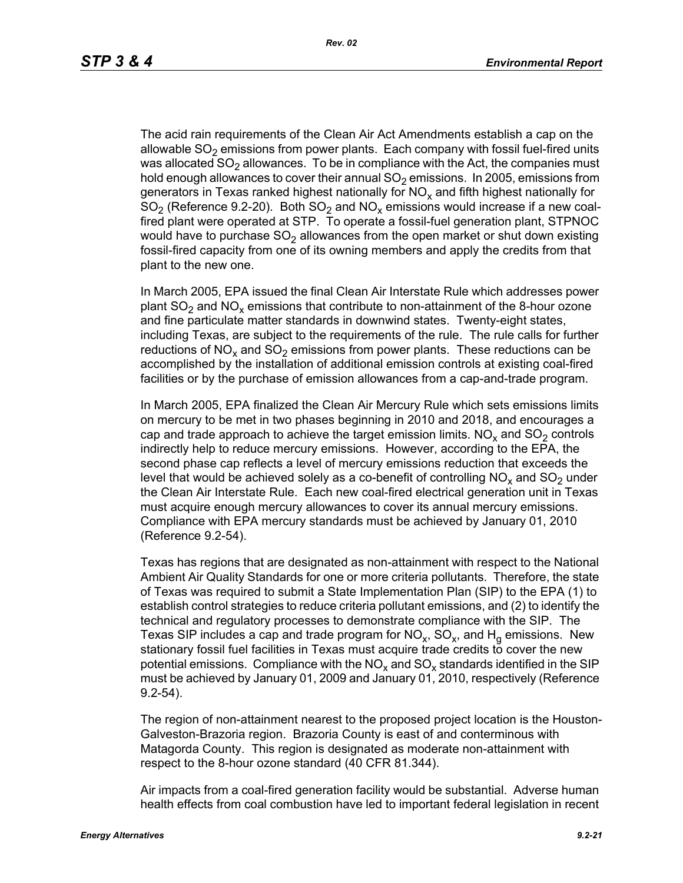The acid rain requirements of the Clean Air Act Amendments establish a cap on the allowable $SO_2$ emissions from power plants. Each company with fossil fuel-fired units was allocated $SO_2$ allowances. To be in compliance with the Act, the companies must hold enough allowances to cover their annual $SO_2$ emissions. In 2005, emissions from generators in Texas ranked highest nationally for $NO_x$ and fifth highest nationally for $SO_2$ (Reference 9.2-20). Both $SO_2$ and $NO_x$ emissions would increase if a new coal-fired plant were operated at STP. To operate a fossil-fuel generation plant, STPNOC would have to purchase $SO_2$ allowances from the open market or shut down existing fossil-fired capacity from one of its owning members and apply the credits from that plant to the new one.

In March 2005, EPA issued the final Clean Air Interstate Rule which addresses power plant $SO_2$ and $NO_x$ emissions that contribute to non-attainment of the 8-hour ozone and fine particulate matter standards in downwind states. Twenty-eight states, including Texas, are subject to the requirements of the rule. The rule calls for further reductions of $NO_x$ and $SO_2$ emissions from power plants. These reductions can be accomplished by the installation of additional emission controls at existing coal-fired facilities or by the purchase of emission allowances from a cap-and-trade program.

In March 2005, EPA finalized the Clean Air Mercury Rule which sets emissions limits on mercury to be met in two phases beginning in 2010 and 2018, and encourages a cap and trade approach to achieve the target emission limits. $NO_x$ and $SO_2$ controls indirectly help to reduce mercury emissions. However, according to the EPA, the second phase cap reflects a level of mercury emissions reduction that exceeds the level that would be achieved solely as a co-benefit of controlling $NO_x$ and $SO_2$ under the Clean Air Interstate Rule. Each new coal-fired electrical generation unit in Texas must acquire enough mercury allowances to cover its annual mercury emissions. Compliance with EPA mercury standards must be achieved by January 01, 2010 (Reference 9.2-54).

Texas has regions that are designated as non-attainment with respect to the National Ambient Air Quality Standards for one or more criteria pollutants. Therefore, the state of Texas was required to submit a State Implementation Plan (SIP) to the EPA (1) to establish control strategies to reduce criteria pollutant emissions, and (2) to identify the technical and regulatory processes to demonstrate compliance with the SIP. The Texas SIP includes a cap and trade program for $NO_x$, $SO_x$, and $H_g$ emissions. New stationary fossil fuel facilities in Texas must acquire trade credits to cover the new potential emissions. Compliance with the $NO_x$ and $SO_x$ standards identified in the SIP must be achieved by January 01, 2009 and January 01, 2010, respectively (Reference 9.2-54).

The region of non-attainment nearest to the proposed project location is the Houston-Galveston-Brazoria region. Brazoria County is east of and conterminous with Matagorda County. This region is designated as moderate non-attainment with respect to the 8-hour ozone standard (40 CFR 81.344).

Air impacts from a coal-fired generation facility would be substantial. Adverse human health effects from coal combustion have led to important federal legislation in recent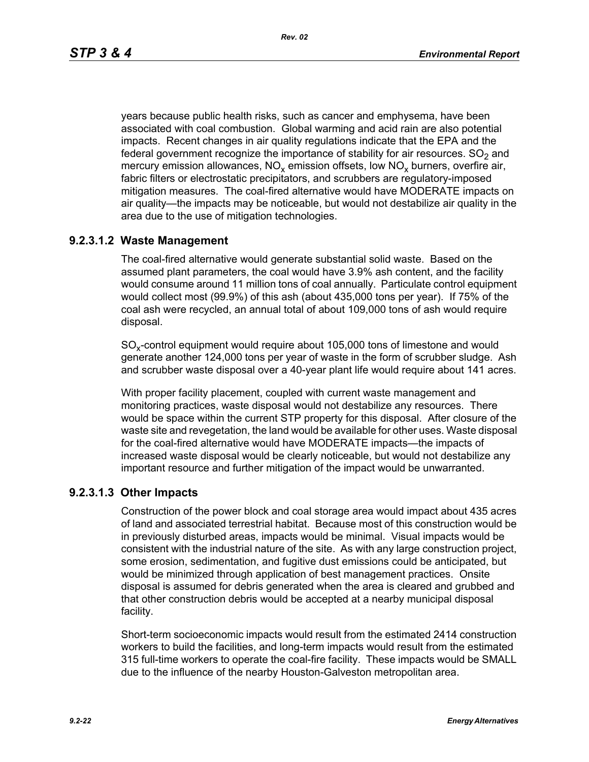years because public health risks, such as cancer and emphysema, have been associated with coal combustion. Global warming and acid rain are also potential impacts. Recent changes in air quality regulations indicate that the EPA and the federal government recognize the importance of stability for air resources. $SO_2$ and mercury emission allowances, $NO_x$ emission offsets, low $NO_x$ burners, overfire air, fabric filters or electrostatic precipitators, and scrubbers are regulatory-imposed mitigation measures. The coal-fired alternative would have MODERATE impacts on air quality—the impacts may be noticeable, but would not destabilize air quality in the area due to the use of mitigation technologies.

### 9.2.3.1.2 Waste Management

The coal-fired alternative would generate substantial solid waste. Based on the assumed plant parameters, the coal would have 3.9% ash content, and the facility would consume around 11 million tons of coal annually. Particulate control equipment would collect most (99.9%) of this ash (about 435,000 tons per year). If 75% of the coal ash were recycled, an annual total of about 109,000 tons of ash would require disposal.

$SO_x$-control equipment would require about 105,000 tons of limestone and would generate another 124,000 tons per year of waste in the form of scrubber sludge. Ash and scrubber waste disposal over a 40-year plant life would require about 141 acres.

With proper facility placement, coupled with current waste management and monitoring practices, waste disposal would not destabilize any resources. There would be space within the current STP property for this disposal. After closure of the waste site and revegetation, the land would be available for other uses. Waste disposal for the coal-fired alternative would have MODERATE impacts—the impacts of increased waste disposal would be clearly noticeable, but would not destabilize any important resource and further mitigation of the impact would be unwarranted.

### 9.2.3.1.3 Other Impacts

Construction of the power block and coal storage area would impact about 435 acres of land and associated terrestrial habitat. Because most of this construction would be in previously disturbed areas, impacts would be minimal. Visual impacts would be consistent with the industrial nature of the site. As with any large construction project, some erosion, sedimentation, and fugitive dust emissions could be anticipated, but would be minimized through application of best management practices. Onsite disposal is assumed for debris generated when the area is cleared and grubbed and that other construction debris would be accepted at a nearby municipal disposal facility.

Short-term socioeconomic impacts would result from the estimated 2414 construction workers to build the facilities, and long-term impacts would result from the estimated 315 full-time workers to operate the coal-fire facility. These impacts would be SMALL due to the influence of the nearby Houston-Galveston metropolitan area.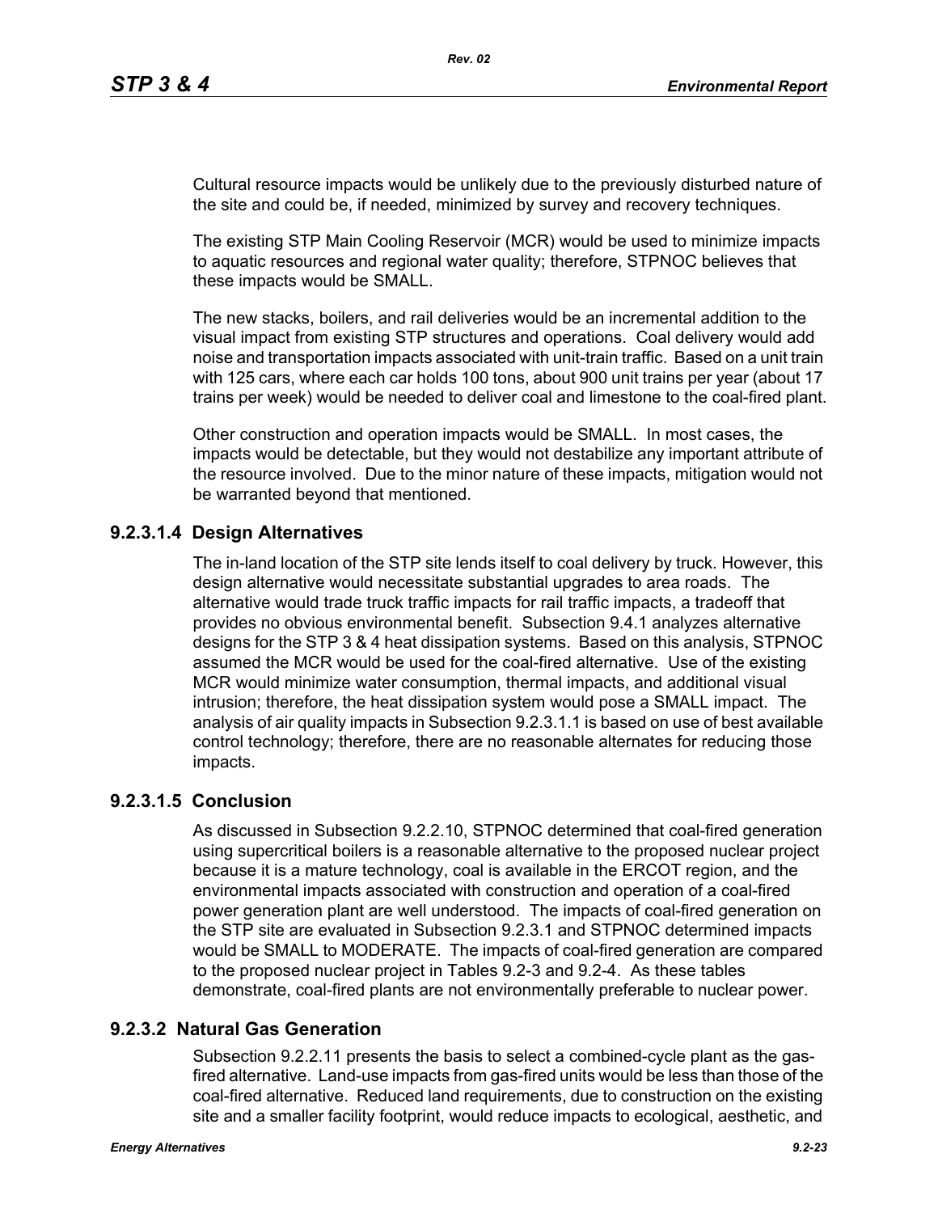Cultural resource impacts would be unlikely due to the previously disturbed nature of the site and could be, if needed, minimized by survey and recovery techniques.

The existing STP Main Cooling Reservoir (MCR) would be used to minimize impacts to aquatic resources and regional water quality; therefore, STPNOC believes that these impacts would be SMALL.

The new stacks, boilers, and rail deliveries would be an incremental addition to the visual impact from existing STP structures and operations. Coal delivery would add noise and transportation impacts associated with unit-train traffic. Based on a unit train with 125 cars, where each car holds 100 tons, about 900 unit trains per year (about 17 trains per week) would be needed to deliver coal and limestone to the coal-fired plant.

Other construction and operation impacts would be SMALL. In most cases, the impacts would be detectable, but they would not destabilize any important attribute of the resource involved. Due to the minor nature of these impacts, mitigation would not be warranted beyond that mentioned.

#### 9.2.3.1.4 Design Alternatives

The in-land location of the STP site lends itself to coal delivery by truck. However, this design alternative would necessitate substantial upgrades to area roads. The alternative would trade truck traffic impacts for rail traffic impacts, a tradeoff that provides no obvious environmental benefit. Subsection 9.4.1 analyzes alternative designs for the STP 3 & 4 heat dissipation systems. Based on this analysis, STPNOC assumed the MCR would be used for the coal-fired alternative. Use of the existing MCR would minimize water consumption, thermal impacts, and additional visual intrusion; therefore, the heat dissipation system would pose a SMALL impact. The analysis of air quality impacts in Subsection 9.2.3.1.1 is based on use of best available control technology; therefore, there are no reasonable alternates for reducing those impacts.

#### 9.2.3.1.5 Conclusion

As discussed in Subsection 9.2.2.10, STPNOC determined that coal-fired generation using supercritical boilers is a reasonable alternative to the proposed nuclear project because it is a mature technology, coal is available in the ERCOT region, and the environmental impacts associated with construction and operation of a coal-fired power generation plant are well understood. The impacts of coal-fired generation on the STP site are evaluated in Subsection 9.2.3.1 and STPNOC determined impacts would be SMALL to MODERATE. The impacts of coal-fired generation are compared to the proposed nuclear project in Tables 9.2-3 and 9.2-4. As these tables demonstrate, coal-fired plants are not environmentally preferable to nuclear power.

### 9.2.3.2 Natural Gas Generation

Subsection 9.2.2.11 presents the basis to select a combined-cycle plant as the gas-fired alternative. Land-use impacts from gas-fired units would be less than those of the coal-fired alternative. Reduced land requirements, due to construction on the existing site and a smaller facility footprint, would reduce impacts to ecological, aesthetic, and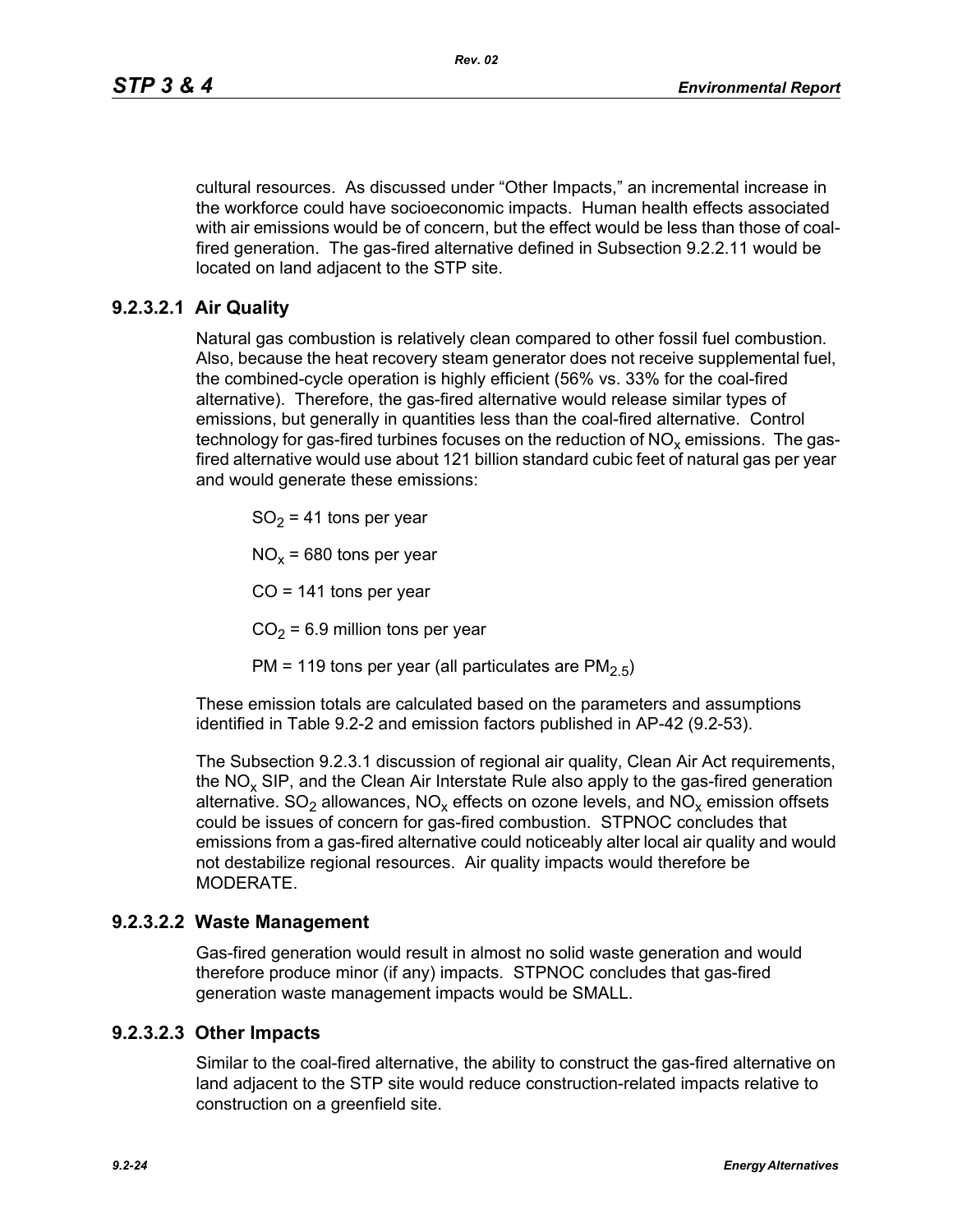cultural resources. As discussed under "Other Impacts," an incremental increase in the workforce could have socioeconomic impacts. Human health effects associated with air emissions would be of concern, but the effect would be less than those of coal-fired generation. The gas-fired alternative defined in Subsection 9.2.2.11 would be located on land adjacent to the STP site.

#### 9.2.3.2.1 Air Quality

Natural gas combustion is relatively clean compared to other fossil fuel combustion. Also, because the heat recovery steam generator does not receive supplemental fuel, the combined-cycle operation is highly efficient (56% vs. 33% for the coal-fired alternative). Therefore, the gas-fired alternative would release similar types of emissions, but generally in quantities less than the coal-fired alternative. Control technology for gas-fired turbines focuses on the reduction of $NO_x$ emissions. The gas-fired alternative would use about 121 billion standard cubic feet of natural gas per year and would generate these emissions:

$SO_2$ = 41 tons per year

$NO_x$ = 680 tons per year

CO = 141 tons per year

$CO_2$ = 6.9 million tons per year

PM = 119 tons per year (all particulates are $PM_{2.5}$)

These emission totals are calculated based on the parameters and assumptions identified in Table 9.2-2 and emission factors published in AP-42 (9.2-53).

The Subsection 9.2.3.1 discussion of regional air quality, Clean Air Act requirements, the $NO_x$ SIP, and the Clean Air Interstate Rule also apply to the gas-fired generation alternative. $SO_2$ allowances, $NO_x$ effects on ozone levels, and $NO_x$ emission offsets could be issues of concern for gas-fired combustion. STPNOC concludes that emissions from a gas-fired alternative could noticeably alter local air quality and would not destabilize regional resources. Air quality impacts would therefore be MODERATE.

#### 9.2.3.2.2 Waste Management

Gas-fired generation would result in almost no solid waste generation and would therefore produce minor (if any) impacts. STPNOC concludes that gas-fired generation waste management impacts would be SMALL.

#### 9.2.3.2.3 Other Impacts

Similar to the coal-fired alternative, the ability to construct the gas-fired alternative on land adjacent to the STP site would reduce construction-related impacts relative to construction on a greenfield site.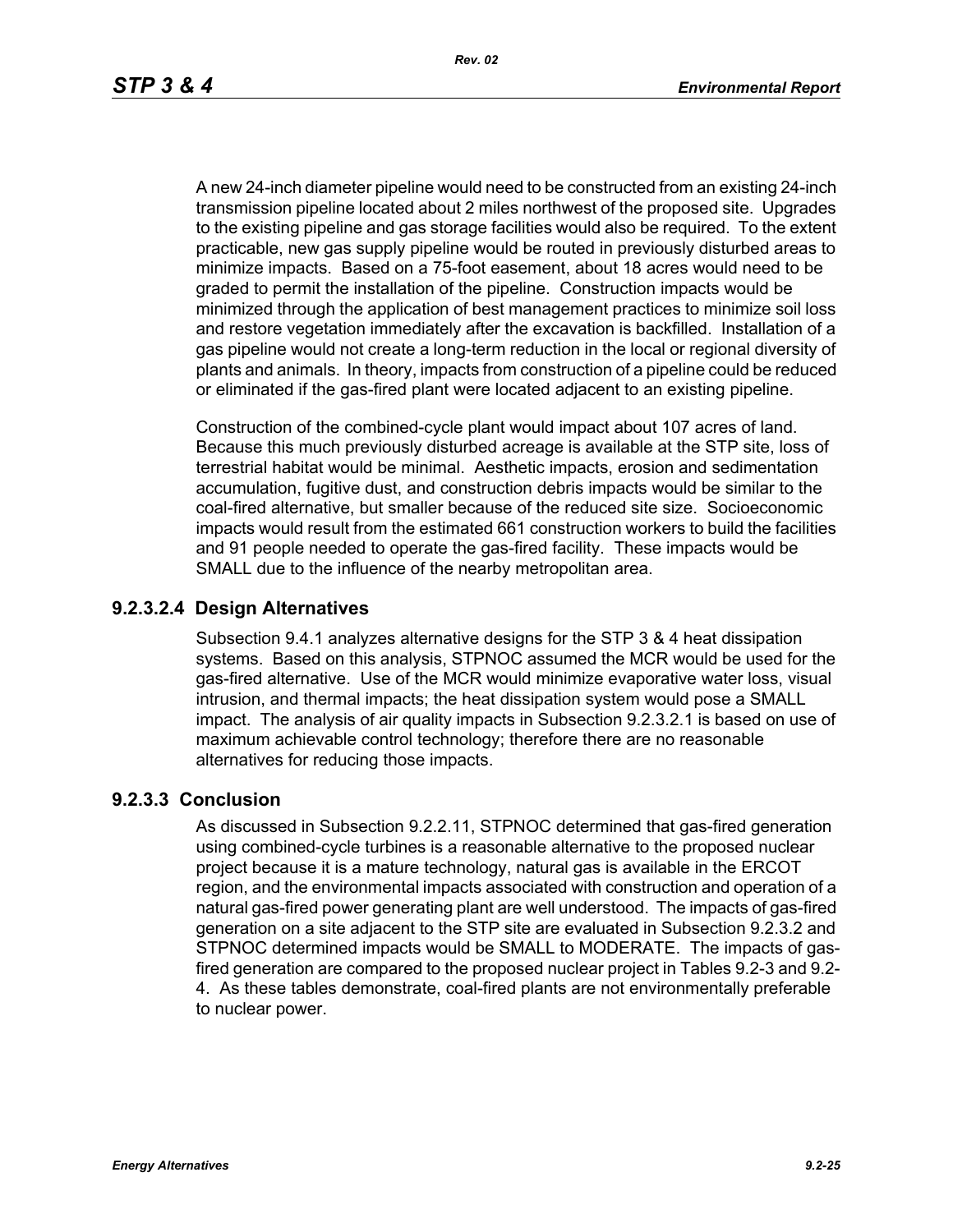A new 24-inch diameter pipeline would need to be constructed from an existing 24-inch transmission pipeline located about 2 miles northwest of the proposed site. Upgrades to the existing pipeline and gas storage facilities would also be required. To the extent practicable, new gas supply pipeline would be routed in previously disturbed areas to minimize impacts. Based on a 75-foot easement, about 18 acres would need to be graded to permit the installation of the pipeline. Construction impacts would be minimized through the application of best management practices to minimize soil loss and restore vegetation immediately after the excavation is backfilled. Installation of a gas pipeline would not create a long-term reduction in the local or regional diversity of plants and animals. In theory, impacts from construction of a pipeline could be reduced or eliminated if the gas-fired plant were located adjacent to an existing pipeline.

Construction of the combined-cycle plant would impact about 107 acres of land. Because this much previously disturbed acreage is available at the STP site, loss of terrestrial habitat would be minimal. Aesthetic impacts, erosion and sedimentation accumulation, fugitive dust, and construction debris impacts would be similar to the coal-fired alternative, but smaller because of the reduced site size. Socioeconomic impacts would result from the estimated 661 construction workers to build the facilities and 91 people needed to operate the gas-fired facility. These impacts would be SMALL due to the influence of the nearby metropolitan area.

#### 9.2.3.2.4 Design Alternatives

Subsection 9.4.1 analyzes alternative designs for the STP 3 & 4 heat dissipation systems. Based on this analysis, STPNOC assumed the MCR would be used for the gas-fired alternative. Use of the MCR would minimize evaporative water loss, visual intrusion, and thermal impacts; the heat dissipation system would pose a SMALL impact. The analysis of air quality impacts in Subsection 9.2.3.2.1 is based on use of maximum achievable control technology; therefore there are no reasonable alternatives for reducing those impacts.

### 9.2.3.3 Conclusion

As discussed in Subsection 9.2.2.11, STPNOC determined that gas-fired generation using combined-cycle turbines is a reasonable alternative to the proposed nuclear project because it is a mature technology, natural gas is available in the ERCOT region, and the environmental impacts associated with construction and operation of a natural gas-fired power generating plant are well understood. The impacts of gas-fired generation on a site adjacent to the STP site are evaluated in Subsection 9.2.3.2 and STPNOC determined impacts would be SMALL to MODERATE. The impacts of gas-fired generation are compared to the proposed nuclear project in Tables 9.2-3 and 9.2-4. As these tables demonstrate, coal-fired plants are not environmentally preferable to nuclear power.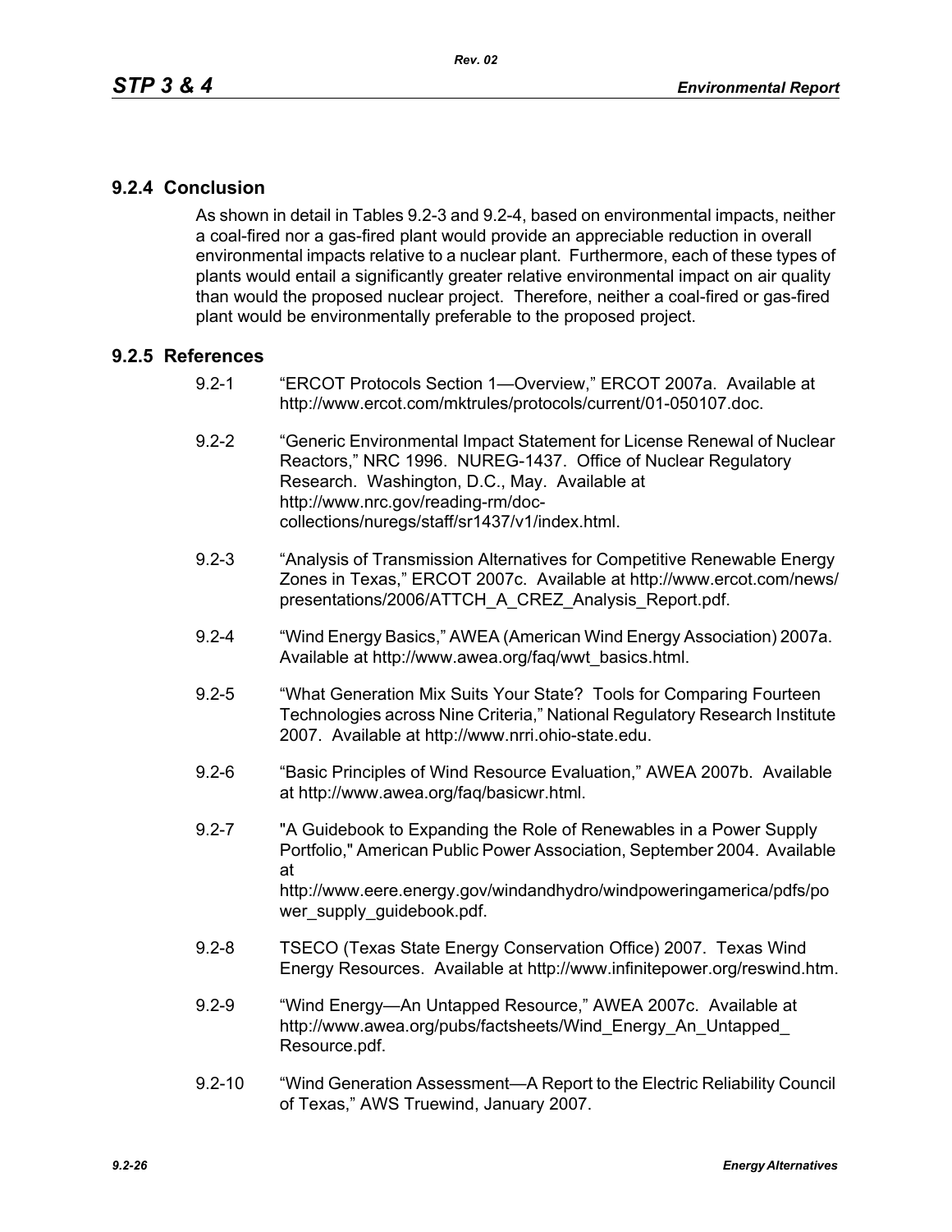### 9.2.4 Conclusion

As shown in detail in Tables 9.2-3 and 9.2-4, based on environmental impacts, neither a coal-fired nor a gas-fired plant would provide an appreciable reduction in overall environmental impacts relative to a nuclear plant. Furthermore, each of these types of plants would entail a significantly greater relative environmental impact on air quality than would the proposed nuclear project. Therefore, neither a coal-fired or gas-fired plant would be environmentally preferable to the proposed project.

### 9.2.5 References

9.2-1 "ERCOT Protocols Section 1—Overview," ERCOT 2007a. Available at http://www.ercot.com/mktrules/protocols/current/01-050107.doc.

9.2-2 "Generic Environmental Impact Statement for License Renewal of Nuclear Reactors," NRC 1996. NUREG-1437. Office of Nuclear Regulatory Research. Washington, D.C., May. Available at http://www.nrc.gov/reading-rm/doc-collections/nuregs/staff/sr1437/v1/index.html.

9.2-3 "Analysis of Transmission Alternatives for Competitive Renewable Energy Zones in Texas," ERCOT 2007c. Available at http://www.ercot.com/news/presentations/2006/ATTCH_A_CREZ_Analysis_Report.pdf.

9.2-4 "Wind Energy Basics," AWEA (American Wind Energy Association) 2007a. Available at http://www.awea.org/faq/wwt_basics.html.

9.2-5 "What Generation Mix Suits Your State? Tools for Comparing Fourteen Technologies across Nine Criteria," National Regulatory Research Institute 2007. Available at http://www.nrri.ohio-state.edu.

9.2-6 "Basic Principles of Wind Resource Evaluation," AWEA 2007b. Available at http://www.awea.org/faq/basicwr.html.

9.2-7 "A Guidebook to Expanding the Role of Renewables in a Power Supply Portfolio," American Public Power Association, September 2004. Available at http://www.eere.energy.gov/windandhydro/windpoweringamerica/pdfs/power_supply_guidebook.pdf.

9.2-8 TSECO (Texas State Energy Conservation Office) 2007. Texas Wind Energy Resources. Available at http://www.infinitepower.org/reswind.htm.

9.2-9 "Wind Energy—An Untapped Resource," AWEA 2007c. Available at http://www.awea.org/pubs/factsheets/Wind_Energy_An_Untapped_Resource.pdf.

9.2-10 "Wind Generation Assessment—A Report to the Electric Reliability Council of Texas," AWS Truewind, January 2007.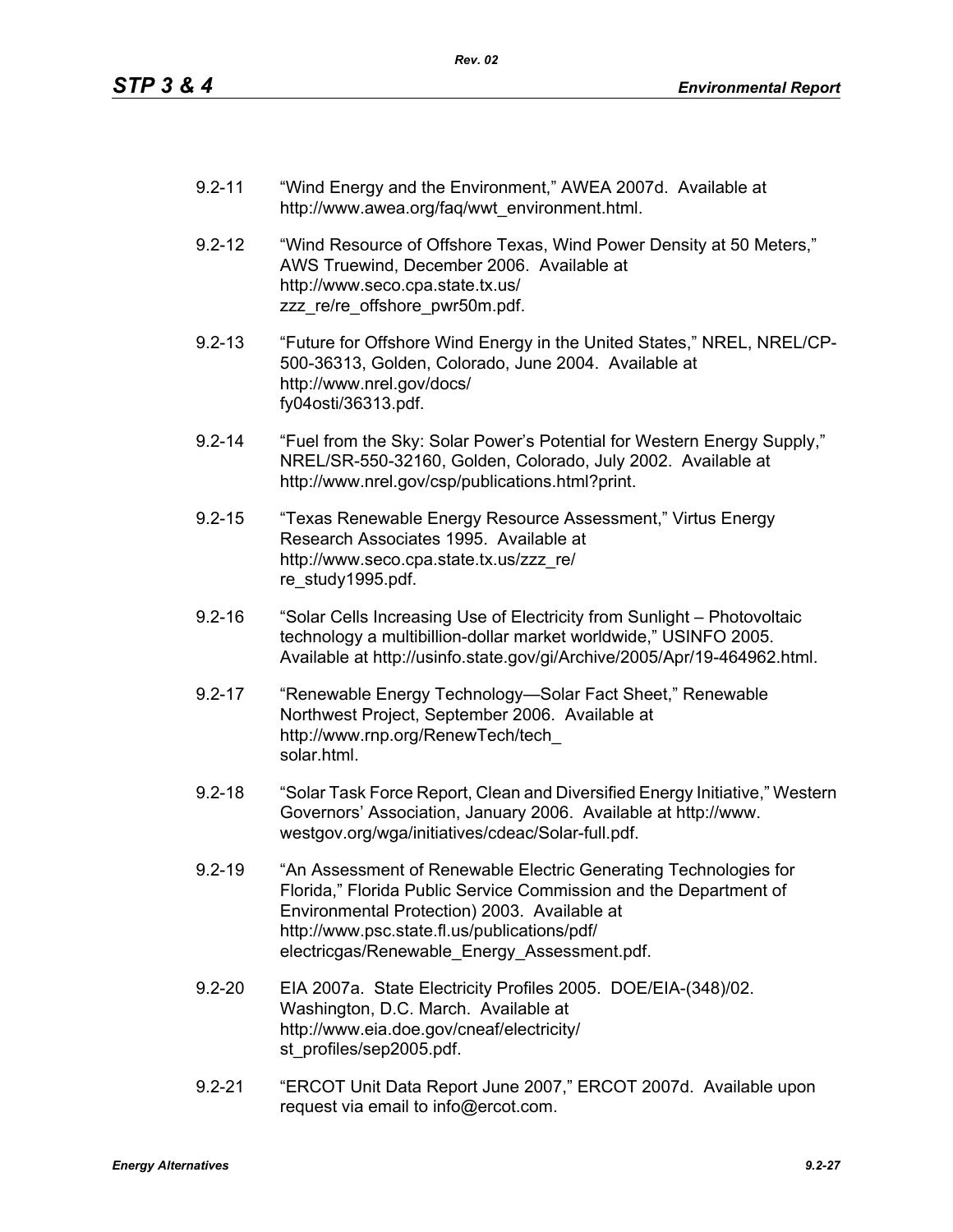9.2-11 "Wind Energy and the Environment," AWEA 2007d. Available at http://www.awea.org/faq/wwt_environment.html.

9.2-12 "Wind Resource of Offshore Texas, Wind Power Density at 50 Meters," AWS Truewind, December 2006. Available at http://www.seco.cpa.state.tx.us/zzz_re/re_offshore_pwr50m.pdf.

9.2-13 "Future for Offshore Wind Energy in the United States," NREL, NREL/CP-500-36313, Golden, Colorado, June 2004. Available at http://www.nrel.gov/docs/fy04osti/36313.pdf.

9.2-14 "Fuel from the Sky: Solar Power's Potential for Western Energy Supply," NREL/SR-550-32160, Golden, Colorado, July 2002. Available at http://www.nrel.gov/csp/publications.html?print.

9.2-15 "Texas Renewable Energy Resource Assessment," Virtus Energy Research Associates 1995. Available at http://www.seco.cpa.state.tx.us/zzz_re/re_study1995.pdf.

9.2-16 "Solar Cells Increasing Use of Electricity from Sunlight – Photovoltaic technology a multibillion-dollar market worldwide," USINFO 2005. Available at http://usinfo.state.gov/gi/Archive/2005/Apr/19-464962.html.

9.2-17 "Renewable Energy Technology—Solar Fact Sheet," Renewable Northwest Project, September 2006. Available at http://www.rnp.org/RenewTech/tech_solar.html.

9.2-18 "Solar Task Force Report, Clean and Diversified Energy Initiative," Western Governors' Association, January 2006. Available at http://www.westgov.org/wga/initiatives/cdeac/Solar-full.pdf.

9.2-19 "An Assessment of Renewable Electric Generating Technologies for Florida," Florida Public Service Commission and the Department of Environmental Protection) 2003. Available at http://www.psc.state.fl.us/publications/pdf/electricgas/Renewable_Energy_Assessment.pdf.

9.2-20 EIA 2007a. State Electricity Profiles 2005. DOE/EIA-(348)/02. Washington, D.C. March. Available at http://www.eia.doe.gov/cneaf/electricity/st_profiles/sep2005.pdf.

9.2-21 "ERCOT Unit Data Report June 2007," ERCOT 2007d. Available upon request via email to info@ercot.com.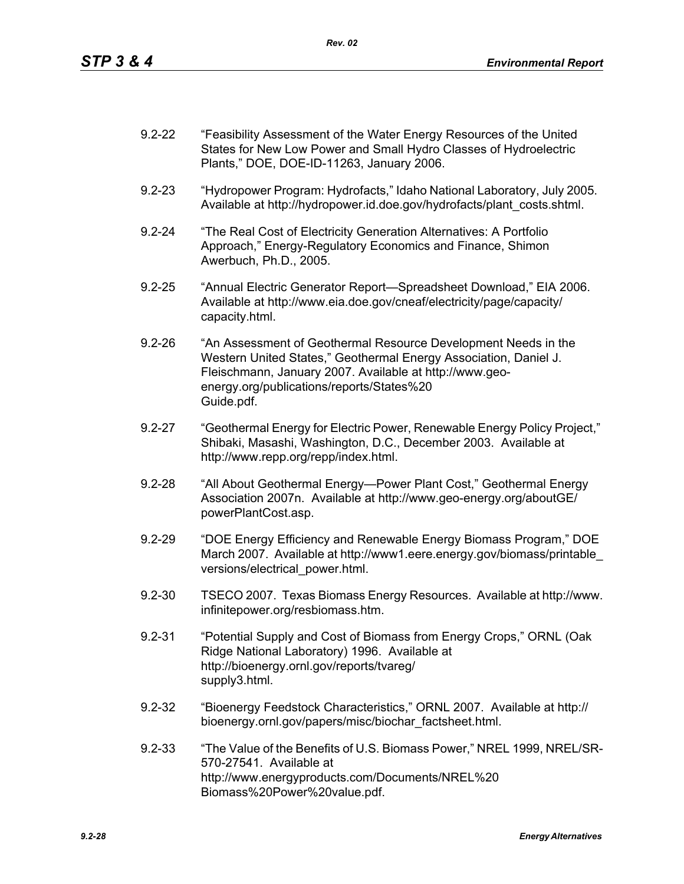9.2-22 "Feasibility Assessment of the Water Energy Resources of the United States for New Low Power and Small Hydro Classes of Hydroelectric Plants," DOE, DOE-ID-11263, January 2006.

9.2-23 "Hydropower Program: Hydrofacts," Idaho National Laboratory, July 2005. Available at http://hydropower.id.doe.gov/hydrofacts/plant_costs.shtml.

9.2-24 "The Real Cost of Electricity Generation Alternatives: A Portfolio Approach," Energy-Regulatory Economics and Finance, Shimon Awerbuch, Ph.D., 2005.

9.2-25 "Annual Electric Generator Report—Spreadsheet Download," EIA 2006. Available at http://www.eia.doe.gov/cneaf/electricity/page/capacity/capacity.html.

9.2-26 "An Assessment of Geothermal Resource Development Needs in the Western United States," Geothermal Energy Association, Daniel J. Fleischmann, January 2007. Available at http://www.geo-energy.org/publications/reports/States%20Guide.pdf.

9.2-27 "Geothermal Energy for Electric Power, Renewable Energy Policy Project," Shibaki, Masashi, Washington, D.C., December 2003. Available at http://www.repp.org/repp/index.html.

9.2-28 "All About Geothermal Energy—Power Plant Cost," Geothermal Energy Association 2007n. Available at http://www.geo-energy.org/aboutGE/powerPlantCost.asp.

9.2-29 "DOE Energy Efficiency and Renewable Energy Biomass Program," DOE March 2007. Available at http://www1.eere.energy.gov/biomass/printable_versions/electrical_power.html.

9.2-30 TSECO 2007. Texas Biomass Energy Resources. Available at http://www.infinitepower.org/resbiomass.htm.

9.2-31 "Potential Supply and Cost of Biomass from Energy Crops," ORNL (Oak Ridge National Laboratory) 1996. Available at http://bioenergy.ornl.gov/reports/tvareg/supply3.html.

9.2-32 "Bioenergy Feedstock Characteristics," ORNL 2007. Available at http://bioenergy.ornl.gov/papers/misc/biochar_factsheet.html.

9.2-33 "The Value of the Benefits of U.S. Biomass Power," NREL 1999, NREL/SR-570-27541. Available at http://www.energyproducts.com/Documents/NREL%20Biomass%20Power%20value.pdf.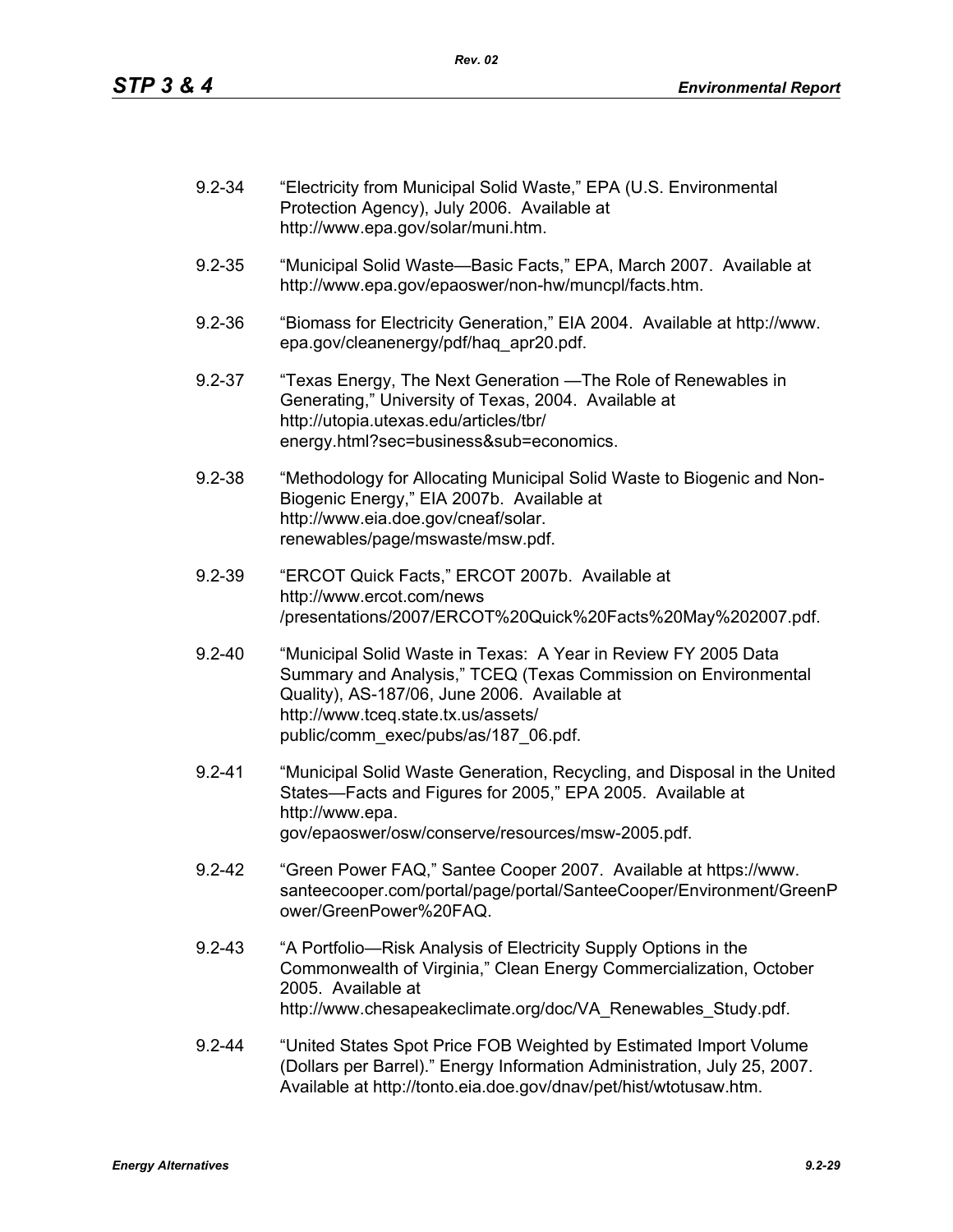9.2-34 “Electricity from Municipal Solid Waste,” EPA (U.S. Environmental Protection Agency), July 2006. Available at http://www.epa.gov/solar/muni.htm.

9.2-35 “Municipal Solid Waste—Basic Facts,” EPA, March 2007. Available at http://www.epa.gov/epaoswer/non-hw/muncpl/facts.htm.

9.2-36 “Biomass for Electricity Generation,” EIA 2004. Available at http://www.epa.gov/cleanenergy/pdf/haq_apr20.pdf.

9.2-37 “Texas Energy, The Next Generation —The Role of Renewables in Generating,” University of Texas, 2004. Available at http://utopia.utexas.edu/articles/tbr/energy.html?sec=business&sub=economics.

9.2-38 “Methodology for Allocating Municipal Solid Waste to Biogenic and Non-Biogenic Energy,” EIA 2007b. Available at http://www.eia.doe.gov/cneaf/solar.renewables/page/mswaste/msw.pdf.

9.2-39 “ERCOT Quick Facts,” ERCOT 2007b. Available at http://www.ercot.com/news/presentations/2007/ERCOT%20Quick%20Facts%20May%202007.pdf.

9.2-40 “Municipal Solid Waste in Texas: A Year in Review FY 2005 Data Summary and Analysis,” TCEQ (Texas Commission on Environmental Quality), AS-187/06, June 2006. Available at http://www.tceq.state.tx.us/assets/public/comm_exec/pubs/as/187_06.pdf.

9.2-41 “Municipal Solid Waste Generation, Recycling, and Disposal in the United States—Facts and Figures for 2005,” EPA 2005. Available at http://www.epa.gov/epaoswer/osw/conserve/resources/msw-2005.pdf.

9.2-42 “Green Power FAQ,” Santee Cooper 2007. Available at https://www.santeecooper.com/portal/page/portal/SanteeCooper/Environment/GreenPower/GreenPower%20FAQ.

9.2-43 “A Portfolio—Risk Analysis of Electricity Supply Options in the Commonwealth of Virginia,” Clean Energy Commercialization, October 2005. Available at http://www.chesapeakeclimate.org/doc/VA_Renewables_Study.pdf.

9.2-44 “United States Spot Price FOB Weighted by Estimated Import Volume (Dollars per Barrel).” Energy Information Administration, July 25, 2007. Available at http://tonto.eia.doe.gov/dnav/pet/hist/wtotusaw.htm.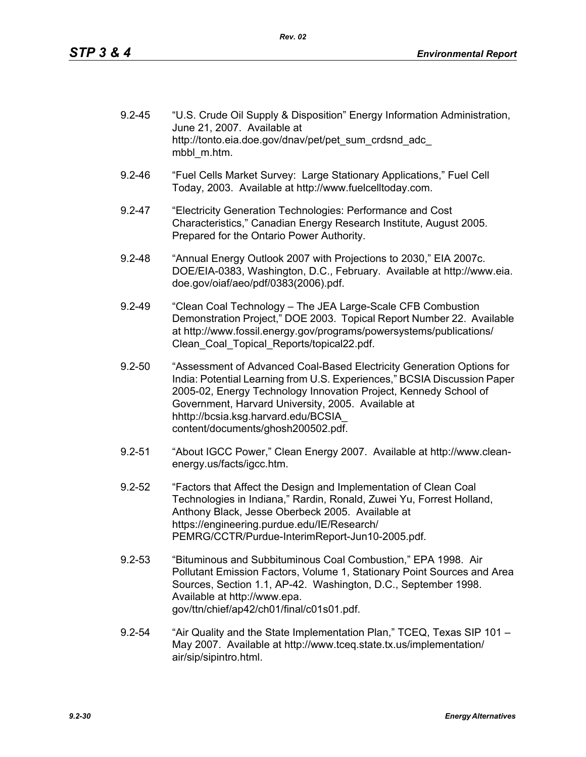9.2-45 "U.S. Crude Oil Supply & Disposition" Energy Information Administration, June 21, 2007. Available at http://tonto.eia.doe.gov/dnav/pet/pet_sum_crdsnd_adc_mbbl_m.htm.

9.2-46 "Fuel Cells Market Survey: Large Stationary Applications," Fuel Cell Today, 2003. Available at http://www.fuelcelltoday.com.

9.2-47 "Electricity Generation Technologies: Performance and Cost Characteristics," Canadian Energy Research Institute, August 2005. Prepared for the Ontario Power Authority.

9.2-48 "Annual Energy Outlook 2007 with Projections to 2030," EIA 2007c. DOE/EIA-0383, Washington, D.C., February. Available at http://www.eia.doe.gov/oiaf/aeo/pdf/0383(2006).pdf.

9.2-49 "Clean Coal Technology – The JEA Large-Scale CFB Combustion Demonstration Project," DOE 2003. Topical Report Number 22. Available at http://www.fossil.energy.gov/programs/powersystems/publications/Clean_Coal_Topical_Reports/topical22.pdf.

9.2-50 "Assessment of Advanced Coal-Based Electricity Generation Options for India: Potential Learning from U.S. Experiences," BCSIA Discussion Paper 2005-02, Energy Technology Innovation Project, Kennedy School of Government, Harvard University, 2005. Available at hhttp://bcsia.ksg.harvard.edu/BCSIA_content/documents/ghosh200502.pdf.

9.2-51 "About IGCC Power," Clean Energy 2007. Available at http://www.clean-energy.us/facts/igcc.htm.

9.2-52 "Factors that Affect the Design and Implementation of Clean Coal Technologies in Indiana," Rardin, Ronald, Zuwei Yu, Forrest Holland, Anthony Black, Jesse Oberbeck 2005. Available at https://engineering.purdue.edu/IE/Research/PEMRG/CCTR/Purdue-InterimReport-Jun10-2005.pdf.

9.2-53 "Bituminous and Subbituminous Coal Combustion," EPA 1998. Air Pollutant Emission Factors, Volume 1, Stationary Point Sources and Area Sources, Section 1.1, AP-42. Washington, D.C., September 1998. Available at http://www.epa.gov/ttn/chief/ap42/ch01/final/c01s01.pdf.

9.2-54 "Air Quality and the State Implementation Plan," TCEQ, Texas SIP 101 – May 2007. Available at http://www.tceq.state.tx.us/implementation/air/sip/sipintro.html.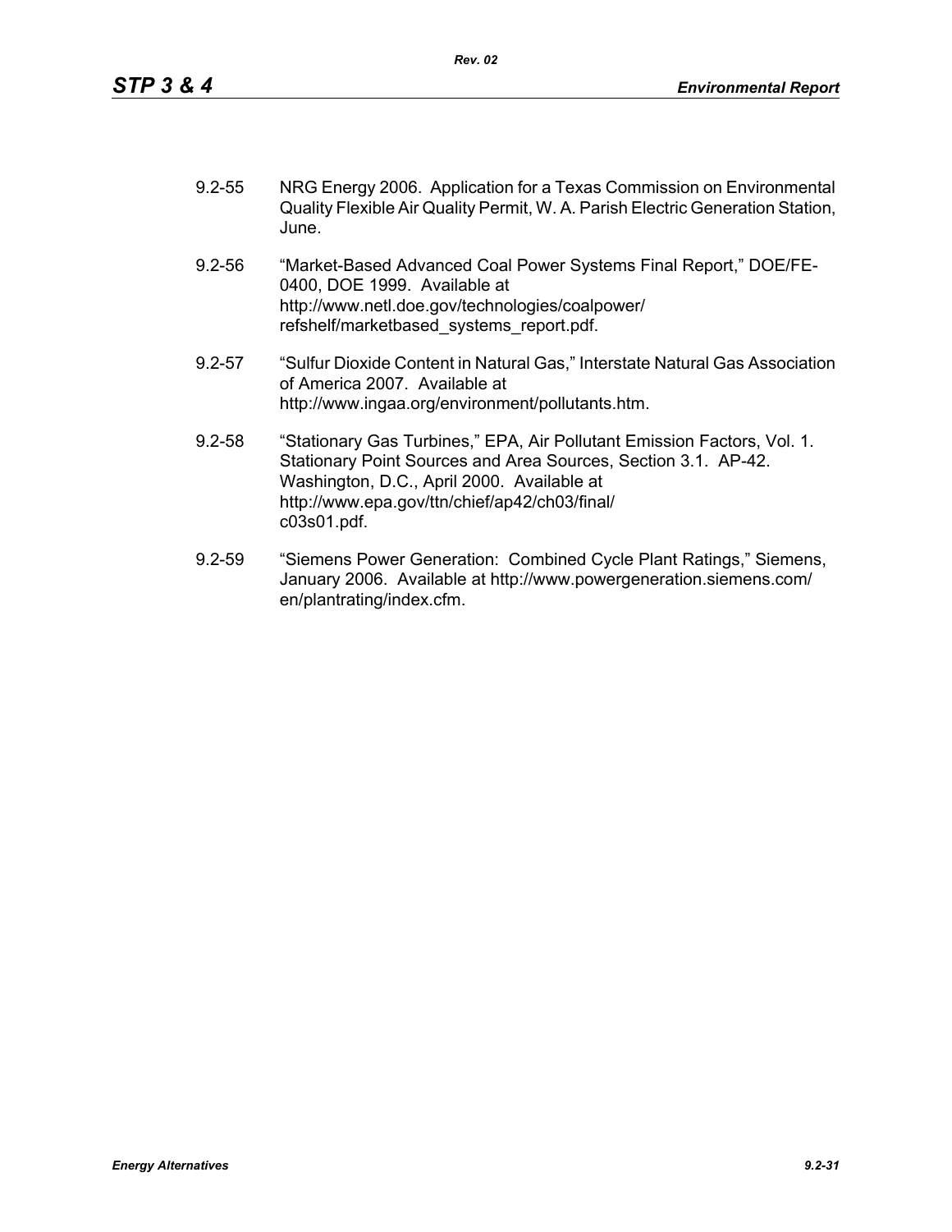9.2-55 NRG Energy 2006. Application for a Texas Commission on Environmental Quality Flexible Air Quality Permit, W. A. Parish Electric Generation Station, June.

9.2-56 "Market-Based Advanced Coal Power Systems Final Report," DOE/FE-0400, DOE 1999. Available at http://www.netl.doe.gov/technologies/coalpower/refshelf/marketbased_systems_report.pdf.

9.2-57 "Sulfur Dioxide Content in Natural Gas," Interstate Natural Gas Association of America 2007. Available at http://www.ingaa.org/environment/pollutants.htm.

9.2-58 "Stationary Gas Turbines," EPA, Air Pollutant Emission Factors, Vol. 1. Stationary Point Sources and Area Sources, Section 3.1. AP-42. Washington, D.C., April 2000. Available at http://www.epa.gov/ttn/chief/ap42/ch03/final/c03s01.pdf.

9.2-59 "Siemens Power Generation: Combined Cycle Plant Ratings," Siemens, January 2006. Available at http://www.powergeneration.siemens.com/en/plantrating/index.cfm.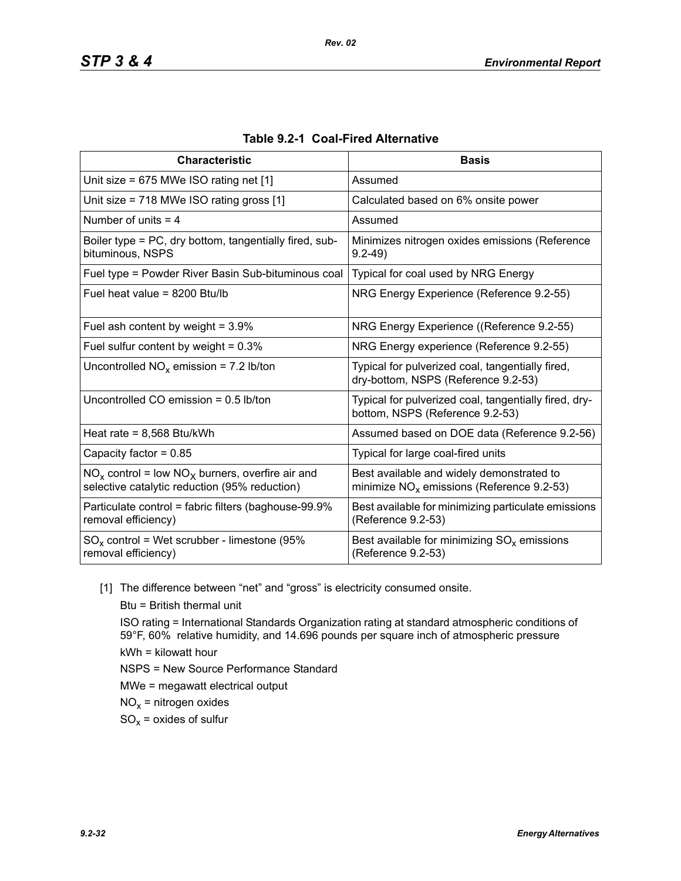**Table 9.2-1 Coal-Fired Alternative**

| Characteristic | Basis |
|---|---|
| Unit size = 675 MWe ISO rating net [1] | Assumed |
| Unit size = 718 MWe ISO rating gross [1] | Calculated based on 6% onsite power |
| Number of units = 4 | Assumed |
| Boiler type = PC, dry bottom, tangentially fired, sub-bituminous, NSPS | Minimizes nitrogen oxides emissions (Reference 9.2-49) |
| Fuel type = Powder River Basin Sub-bituminous coal | Typical for coal used by NRG Energy |
| Fuel heat value = 8200 Btu/lb | NRG Energy Experience (Reference 9.2-55) |
| Fuel ash content by weight = 3.9% | NRG Energy Experience ((Reference 9.2-55) |
| Fuel sulfur content by weight = 0.3% | NRG Energy experience (Reference 9.2-55) |
| Uncontrolled $NO_x$ emission = 7.2 lb/ton | Typical for pulverized coal, tangentially fired, dry-bottom, NSPS (Reference 9.2-53) |
| Uncontrolled CO emission = 0.5 lb/ton | Typical for pulverized coal, tangentially fired, dry-bottom, NSPS (Reference 9.2-53) |
| Heat rate = 8,568 Btu/kWh | Assumed based on DOE data (Reference 9.2-56) |
| Capacity factor = 0.85 | Typical for large coal-fired units |
| $NO_x$ control = low $NO_X$ burners, overfire air and selective catalytic reduction (95% reduction) | Best available and widely demonstrated to minimize $NO_x$ emissions (Reference 9.2-53) |
| Particulate control = fabric filters (baghouse-99.9% removal efficiency) | Best available for minimizing particulate emissions (Reference 9.2-53) |
| $SO_x$ control = Wet scrubber - limestone (95% removal efficiency) | Best available for minimizing $SO_x$ emissions (Reference 9.2-53) |

[1] The difference between "net" and "gross" is electricity consumed onsite.

Btu = British thermal unit

ISO rating = International Standards Organization rating at standard atmospheric conditions of 59°F, 60% relative humidity, and 14.696 pounds per square inch of atmospheric pressure

kWh = kilowatt hour

NSPS = New Source Performance Standard

MWe = megawatt electrical output

$NO_x$ = nitrogen oxides

$SO_x$ = oxides of sulfur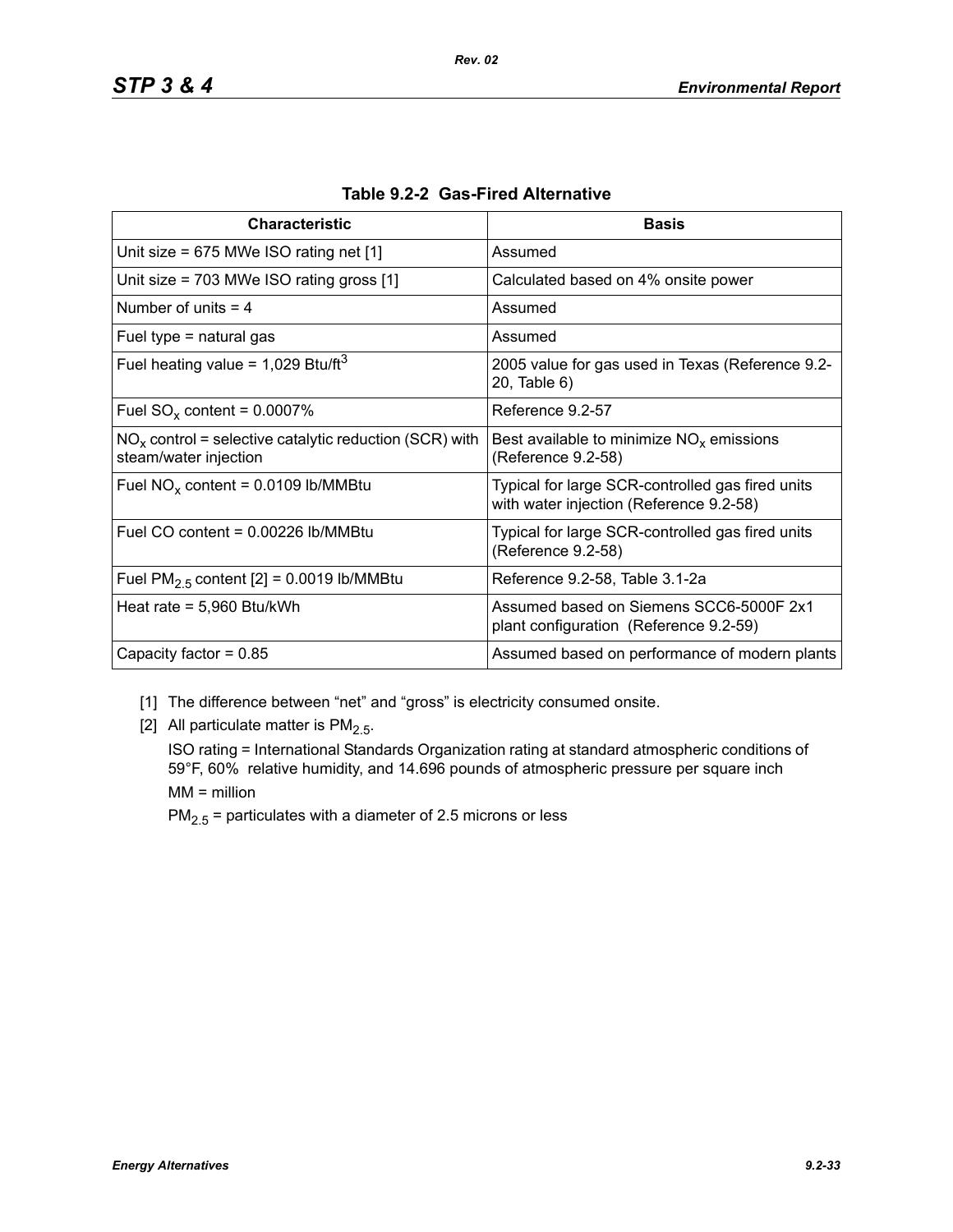**Table 9.2-2 Gas-Fired Alternative**

| Characteristic | Basis |
|---|---|
| Unit size = 675 MWe ISO rating net [1] | Assumed |
| Unit size = 703 MWe ISO rating gross [1] | Calculated based on 4% onsite power |
| Number of units = 4 | Assumed |
| Fuel type = natural gas | Assumed |
| Fuel heating value = 1,029 Btu/$ft^3$ | 2005 value for gas used in Texas (Reference 9.2-20, Table 6) |
| Fuel $SO_x$ content = 0.0007% | Reference 9.2-57 |
| $NO_x$ control = selective catalytic reduction (SCR) with steam/water injection | Best available to minimize $NO_x$ emissions (Reference 9.2-58) |
| Fuel $NO_x$ content = 0.0109 lb/MMBtu | Typical for large SCR-controlled gas fired units with water injection (Reference 9.2-58) |
| Fuel CO content = 0.00226 lb/MMBtu | Typical for large SCR-controlled gas fired units (Reference 9.2-58) |
| Fuel $PM_{2.5}$ content [2] = 0.0019 lb/MMBtu | Reference 9.2-58, Table 3.1-2a |
| Heat rate = 5,960 Btu/kWh | Assumed based on Siemens SCC6-5000F 2x1 plant configuration (Reference 9.2-59) |
| Capacity factor = 0.85 | Assumed based on performance of modern plants |

[1] The difference between "net" and "gross" is electricity consumed onsite.

[2] All particulate matter is $PM_{2.5}$.

ISO rating = International Standards Organization rating at standard atmospheric conditions of 59°F, 60% relative humidity, and 14.696 pounds of atmospheric pressure per square inch

MM = million

$PM_{2.5}$ = particulates with a diameter of 2.5 microns or less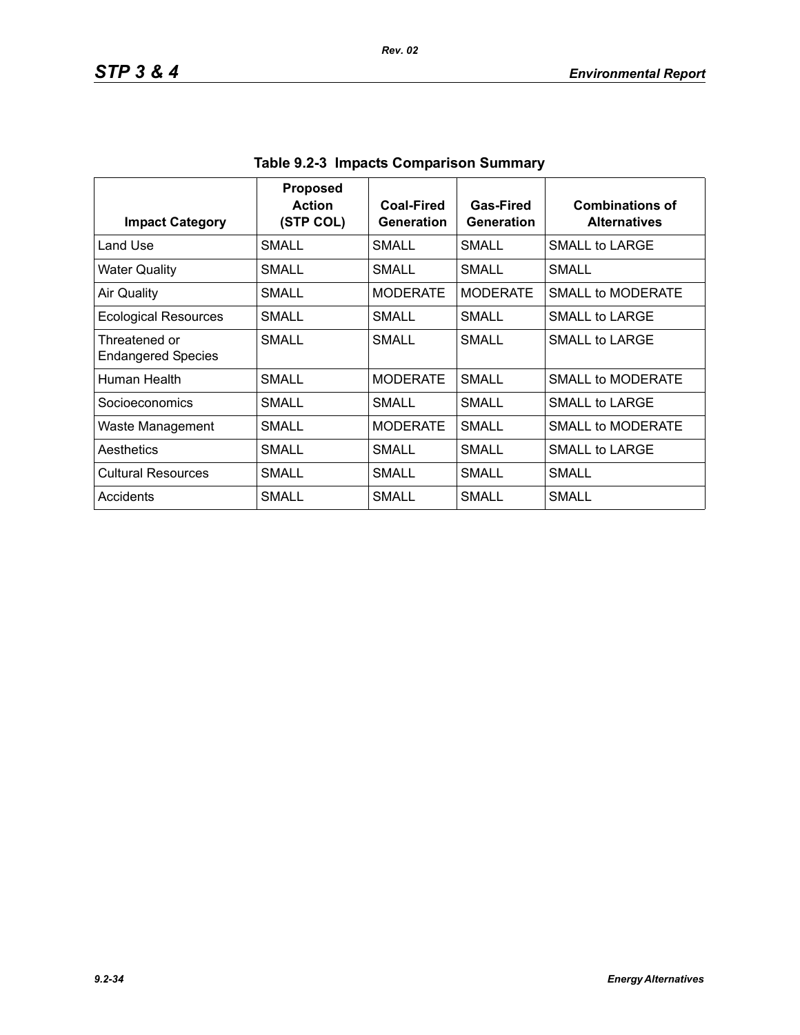**Table 9.2-3 Impacts Comparison Summary**

| Impact Category | Proposed Action (STP COL) | Coal-Fired Generation | Gas-Fired Generation | Combinations of Alternatives |
|---|---|---|---|---|
| Land Use | SMALL | SMALL | SMALL | SMALL to LARGE |
| Water Quality | SMALL | SMALL | SMALL | SMALL |
| Air Quality | SMALL | MODERATE | MODERATE | SMALL to MODERATE |
| Ecological Resources | SMALL | SMALL | SMALL | SMALL to LARGE |
| Threatened or Endangered Species | SMALL | SMALL | SMALL | SMALL to LARGE |
| Human Health | SMALL | MODERATE | SMALL | SMALL to MODERATE |
| Socioeconomics | SMALL | SMALL | SMALL | SMALL to LARGE |
| Waste Management | SMALL | MODERATE | SMALL | SMALL to MODERATE |
| Aesthetics | SMALL | SMALL | SMALL | SMALL to LARGE |
| Cultural Resources | SMALL | SMALL | SMALL | SMALL |
| Accidents | SMALL | SMALL | SMALL | SMALL |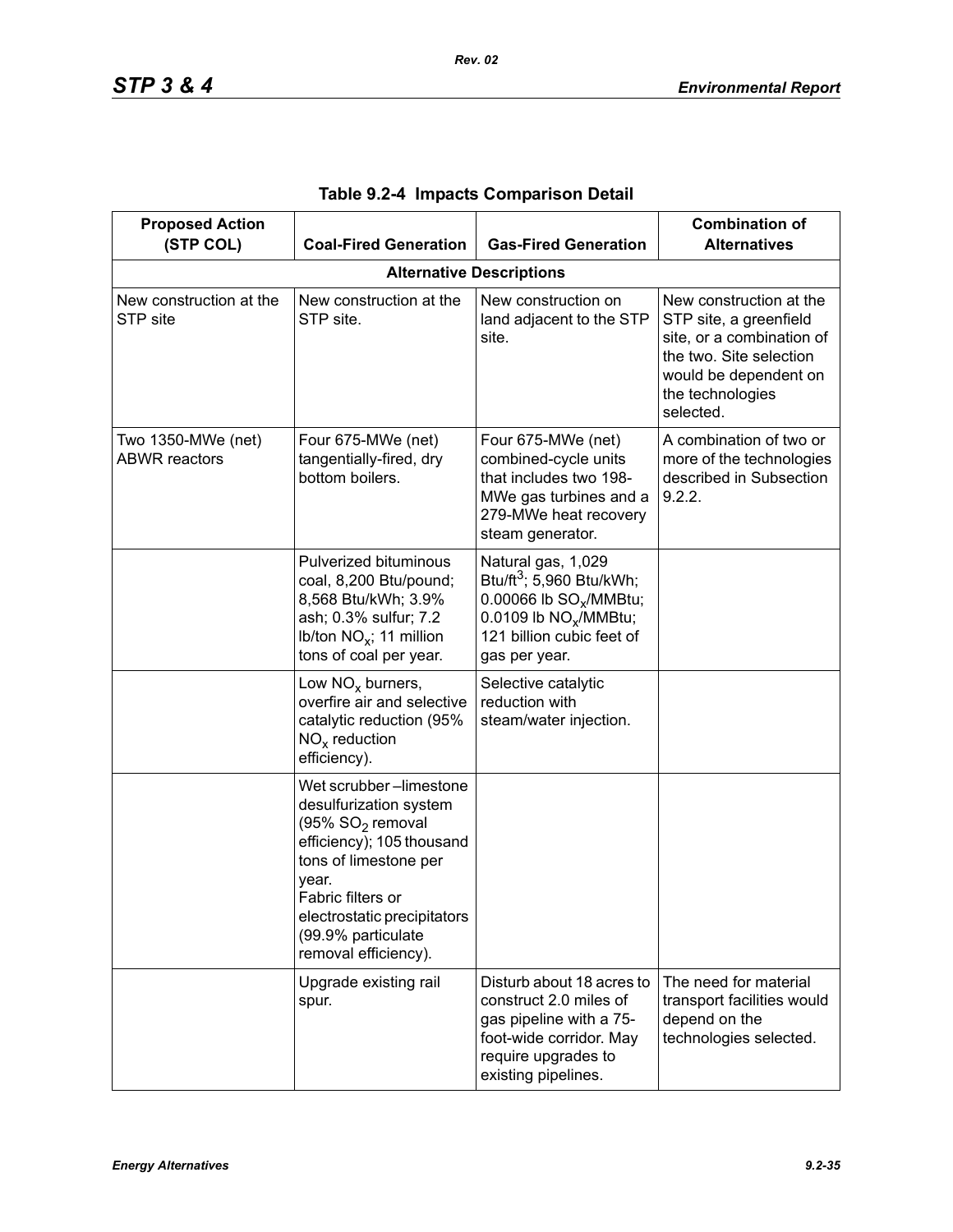**Table 9.2-4 Impacts Comparison Detail**

| Proposed Action (STP COL) | Coal-Fired Generation | Gas-Fired Generation | Combination of Alternatives |
|---|---|---|---|
| **Alternative Descriptions** | | | |
| New construction at the STP site | New construction at the STP site. | New construction on land adjacent to the STP site. | New construction at the STP site, a greenfield site, or a combination of the two. Site selection would be dependent on the technologies selected. |
| Two 1350-MWe (net) ABWR reactors | Four 675-MWe (net) tangentially-fired, dry bottom boilers. | Four 675-MWe (net) combined-cycle units that includes two 198-MWe gas turbines and a 279-MWe heat recovery steam generator. | A combination of two or more of the technologies described in Subsection 9.2.2. |
| | Pulverized bituminous coal, 8,200 Btu/pound; 8,568 Btu/kWh; 3.9% ash; 0.3% sulfur; 7.2 lb/ton $NO_x$; 11 million tons of coal per year. | Natural gas, 1,029 Btu/ft$^3$; 5,960 Btu/kWh; 0.00066 lb $SO_x$/MMBtu; 0.0109 lb $NO_x$/MMBtu; 121 billion cubic feet of gas per year. | |
| | Low $NO_x$ burners, overfire air and selective catalytic reduction (95% $NO_x$ reduction efficiency). | Selective catalytic reduction with steam/water injection. | |
| | Wet scrubber –limestone desulfurization system (95% $SO_2$ removal efficiency); 105 thousand tons of limestone per year.<br>Fabric filters or electrostatic precipitators (99.9% particulate removal efficiency). | | |
| | Upgrade existing rail spur. | Disturb about 18 acres to construct 2.0 miles of gas pipeline with a 75-foot-wide corridor. May require upgrades to existing pipelines. | The need for material transport facilities would depend on the technologies selected. |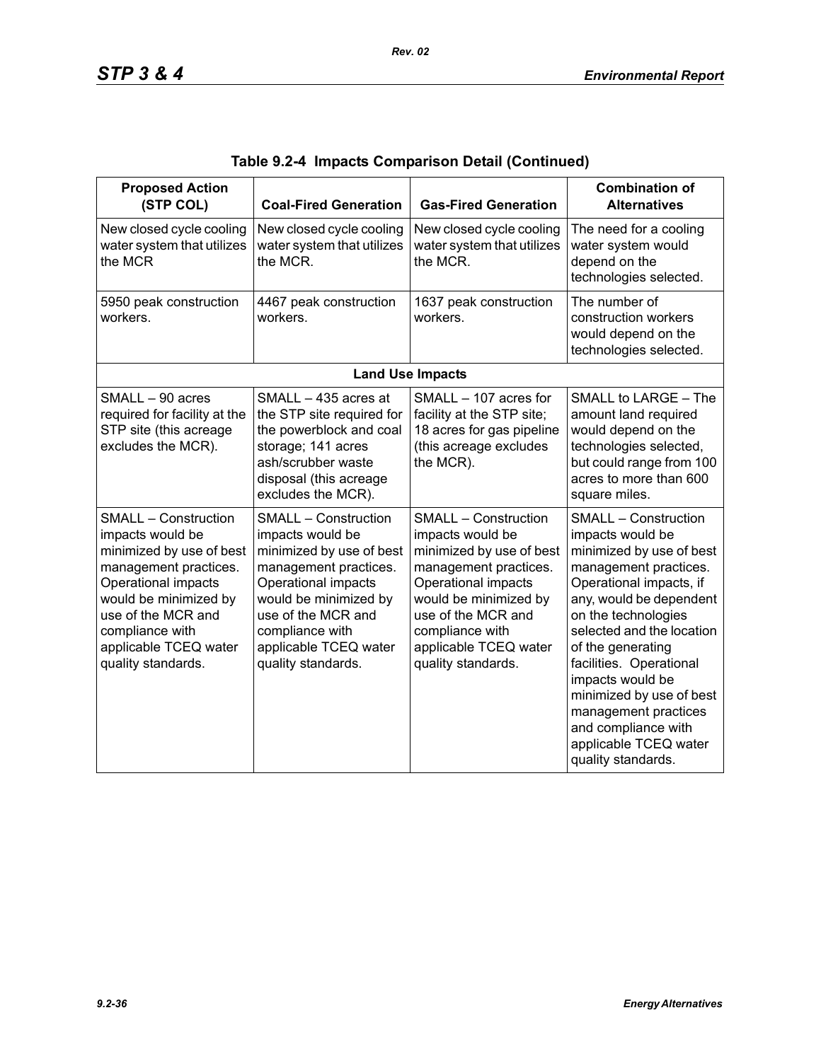**Table 9.2-4 Impacts Comparison Detail (Continued)**

| Proposed Action (STP COL) | Coal-Fired Generation | Gas-Fired Generation | Combination of Alternatives |
|---|---|---|---|
| New closed cycle cooling water system that utilizes the MCR | New closed cycle cooling water system that utilizes the MCR. | New closed cycle cooling water system that utilizes the MCR. | The need for a cooling water system would depend on the technologies selected. |
| 5950 peak construction workers. | 4467 peak construction workers. | 1637 peak construction workers. | The number of construction workers would depend on the technologies selected. |
| **Land Use Impacts** | | | |
| SMALL – 90 acres required for facility at the STP site (this acreage excludes the MCR). | SMALL – 435 acres at the STP site required for the powerblock and coal storage; 141 acres ash/scrubber waste disposal (this acreage excludes the MCR). | SMALL – 107 acres for facility at the STP site; 18 acres for gas pipeline (this acreage excludes the MCR). | SMALL to LARGE – The amount land required would depend on the technologies selected, but could range from 100 acres to more than 600 square miles. |
| SMALL – Construction impacts would be minimized by use of best management practices. Operational impacts would be minimized by use of the MCR and compliance with applicable TCEQ water quality standards. | SMALL – Construction impacts would be minimized by use of best management practices. Operational impacts would be minimized by use of the MCR and compliance with applicable TCEQ water quality standards. | SMALL – Construction impacts would be minimized by use of best management practices. Operational impacts would be minimized by use of the MCR and compliance with applicable TCEQ water quality standards. | SMALL – Construction impacts would be minimized by use of best management practices. Operational impacts, if any, would be dependent on the technologies selected and the location of the generating facilities. Operational impacts would be minimized by use of best management practices and compliance with applicable TCEQ water quality standards. |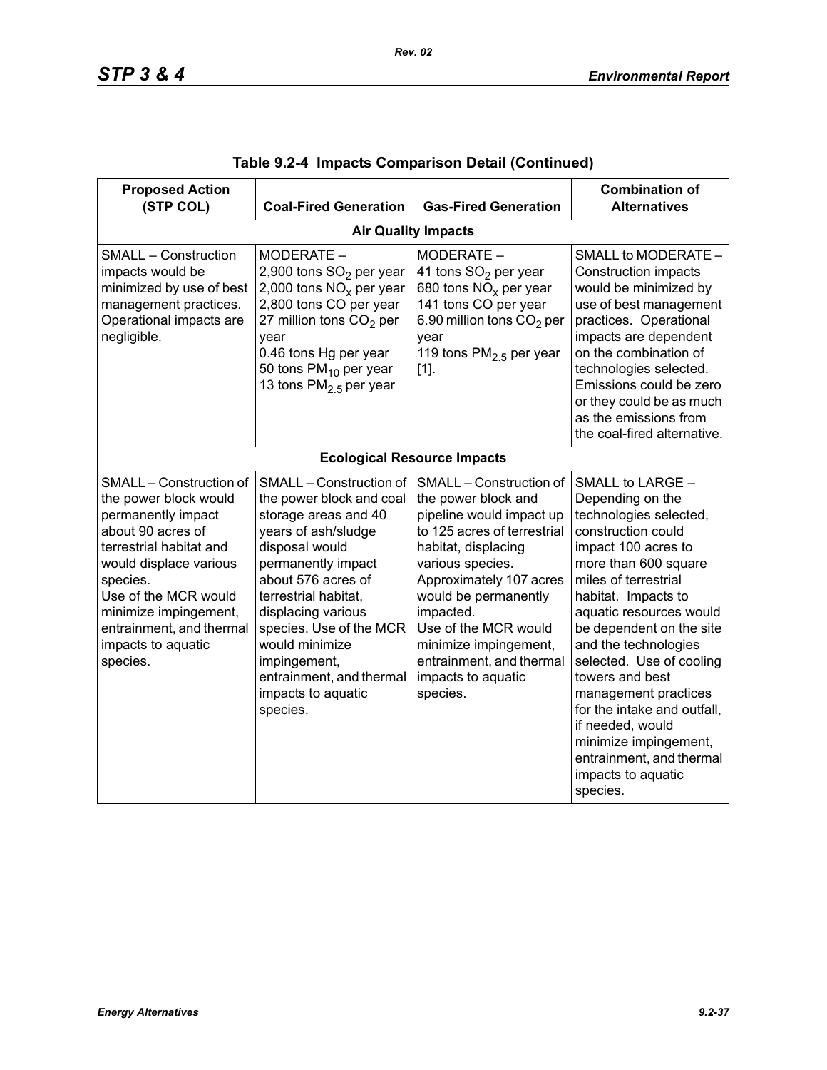**Table 9.2-4 Impacts Comparison Detail (Continued)**

| Proposed Action (STP COL) | Coal-Fired Generation | Gas-Fired Generation | Combination of Alternatives |
|---|---|---|---|
| **Air Quality Impacts** | | | |
| SMALL – Construction impacts would be minimized by use of best management practices. Operational impacts are negligible. | MODERATE – 2,900 tons $SO_2$ per year 2,000 tons $NO_x$ per year 2,800 tons CO per year 27 million tons $CO_2$ per year 0.46 tons Hg per year 50 tons $PM_{10}$ per year 13 tons $PM_{2.5}$ per year | MODERATE – 41 tons $SO_2$ per year 680 tons $NO_x$ per year 141 tons CO per year 6.90 million tons $CO_2$ per year 119 tons $PM_{2.5}$ per year [1]. | SMALL to MODERATE – Construction impacts would be minimized by use of best management practices. Operational impacts are dependent on the combination of technologies selected. Emissions could be zero or they could be as much as the emissions from the coal-fired alternative. |
| **Ecological Resource Impacts** | | | |
| SMALL – Construction of the power block would permanently impact about 90 acres of terrestrial habitat and would displace various species. Use of the MCR would minimize impingement, entrainment, and thermal impacts to aquatic species. | SMALL – Construction of the power block and coal storage areas and 40 years of ash/sludge disposal would permanently impact about 576 acres of terrestrial habitat, displacing various species. Use of the MCR would minimize impingement, entrainment, and thermal impacts to aquatic species. | SMALL – Construction of the power block and pipeline would impact up to 125 acres of terrestrial habitat, displacing various species. Approximately 107 acres would be permanently impacted. Use of the MCR would minimize impingement, entrainment, and thermal impacts to aquatic species. | SMALL to LARGE – Depending on the technologies selected, construction could impact 100 acres to more than 600 square miles of terrestrial habitat. Impacts to aquatic resources would be dependent on the site and the technologies selected. Use of cooling towers and best management practices for the intake and outfall, if needed, would minimize impingement, entrainment, and thermal impacts to aquatic species. |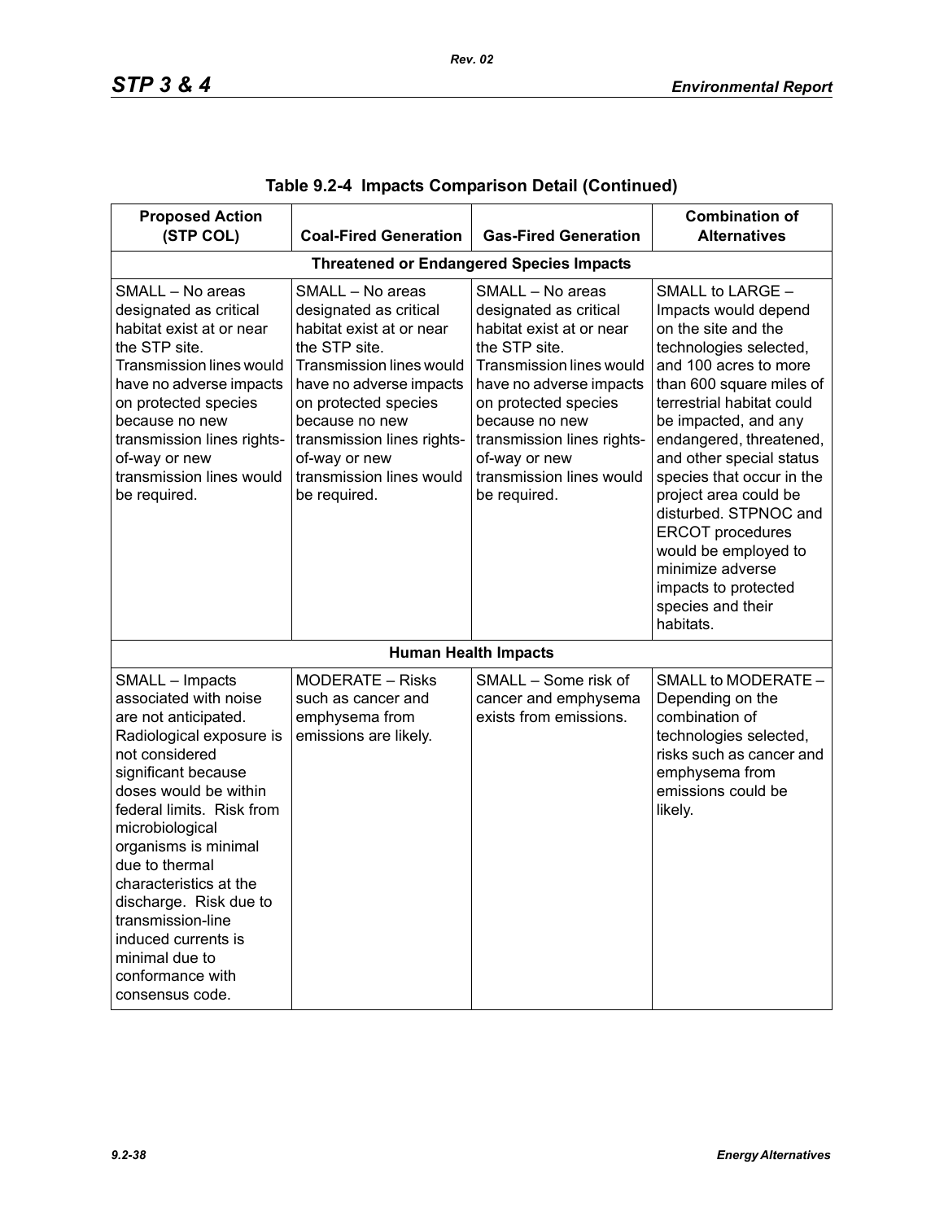**Table 9.2-4 Impacts Comparison Detail (Continued)**

| Proposed Action (STP COL) | Coal-Fired Generation | Gas-Fired Generation | Combination of Alternatives |
|---|---|---|---|
| **Threatened or Endangered Species Impacts** | | | |
| SMALL – No areas designated as critical habitat exist at or near the STP site. Transmission lines would have no adverse impacts on protected species because no new transmission lines rights-of-way or new transmission lines would be required. | SMALL – No areas designated as critical habitat exist at or near the STP site. Transmission lines would have no adverse impacts on protected species because no new transmission lines rights-of-way or new transmission lines would be required. | SMALL – No areas designated as critical habitat exist at or near the STP site. Transmission lines would have no adverse impacts on protected species because no new transmission lines rights-of-way or new transmission lines would be required. | SMALL to LARGE – Impacts would depend on the site and the technologies selected, and 100 acres to more than 600 square miles of terrestrial habitat could be impacted, and any endangered, threatened, and other special status species that occur in the project area could be disturbed. STPNOC and ERCOT procedures would be employed to minimize adverse impacts to protected species and their habitats. |
| **Human Health Impacts** | | | |
| SMALL – Impacts associated with noise are not anticipated. Radiological exposure is not considered significant because doses would be within federal limits. Risk from microbiological organisms is minimal due to thermal characteristics at the discharge. Risk due to transmission-line induced currents is minimal due to conformance with consensus code. | MODERATE – Risks such as cancer and emphysema from emissions are likely. | SMALL – Some risk of cancer and emphysema exists from emissions. | SMALL to MODERATE – Depending on the combination of technologies selected, risks such as cancer and emphysema from emissions could be likely. |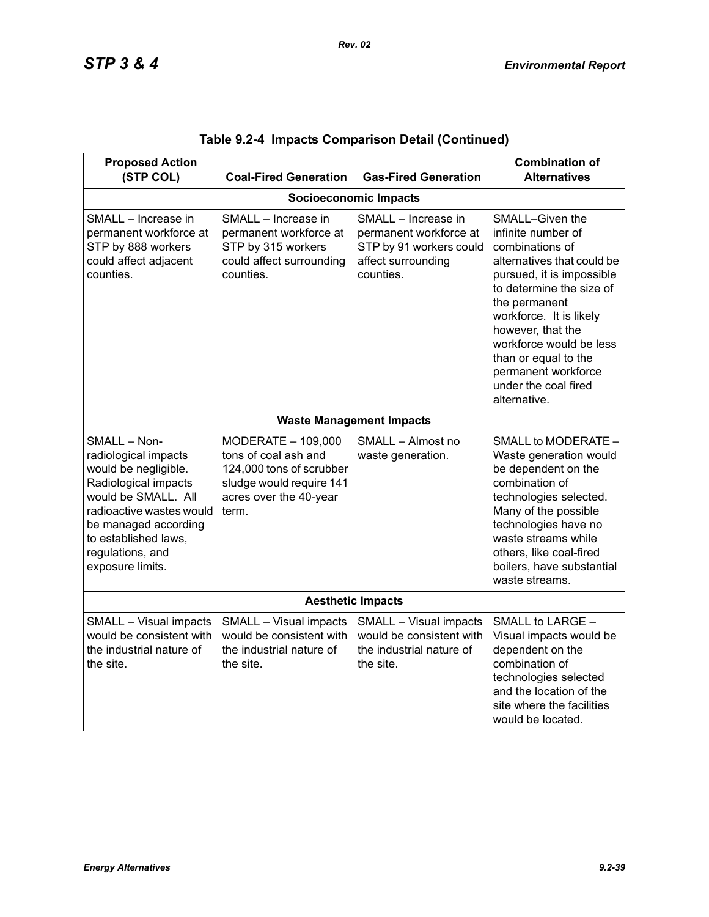**Table 9.2-4 Impacts Comparison Detail (Continued)**

| Proposed Action (STP COL) | Coal-Fired Generation | Gas-Fired Generation | Combination of Alternatives |
|---|---|---|---|
| **Socioeconomic Impacts** | | | |
| SMALL – Increase in permanent workforce at STP by 888 workers could affect adjacent counties. | SMALL – Increase in permanent workforce at STP by 315 workers could affect surrounding counties. | SMALL – Increase in permanent workforce at STP by 91 workers could affect surrounding counties. | SMALL–Given the infinite number of combinations of alternatives that could be pursued, it is impossible to determine the size of the permanent workforce. It is likely however, that the workforce would be less than or equal to the permanent workforce under the coal fired alternative. |
| **Waste Management Impacts** | | | |
| SMALL – Non-radiological impacts would be negligible. Radiological impacts would be SMALL. All radioactive wastes would be managed according to established laws, regulations, and exposure limits. | MODERATE – 109,000 tons of coal ash and 124,000 tons of scrubber sludge would require 141 acres over the 40-year term. | SMALL – Almost no waste generation. | SMALL to MODERATE – Waste generation would be dependent on the combination of technologies selected. Many of the possible technologies have no waste streams while others, like coal-fired boilers, have substantial waste streams. |
| **Aesthetic Impacts** | | | |
| SMALL – Visual impacts would be consistent with the industrial nature of the site. | SMALL – Visual impacts would be consistent with the industrial nature of the site. | SMALL – Visual impacts would be consistent with the industrial nature of the site. | SMALL to LARGE – Visual impacts would be dependent on the combination of technologies selected and the location of the site where the facilities would be located. |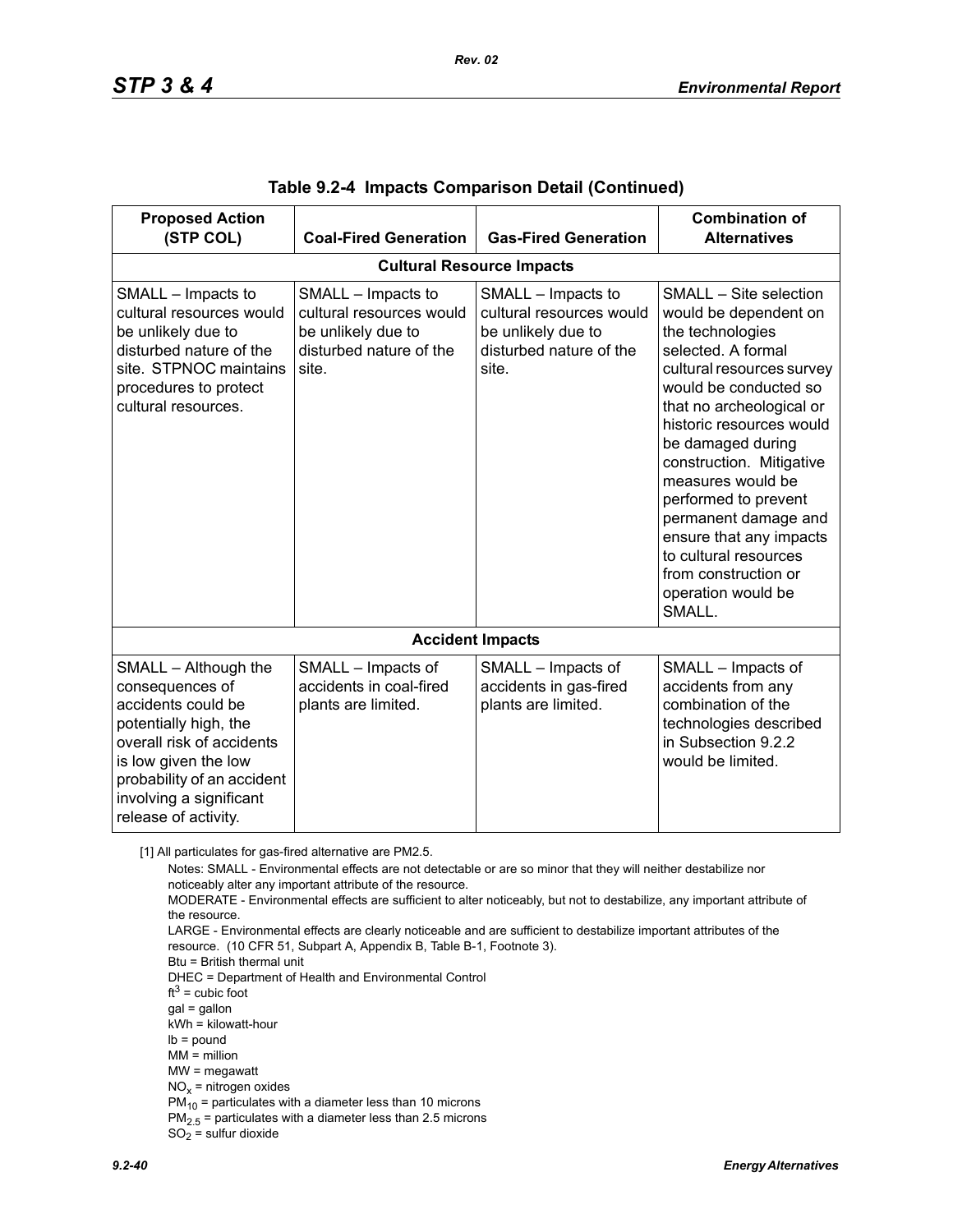**Table 9.2-4 Impacts Comparison Detail (Continued)**

| Proposed Action (STP COL) | Coal-Fired Generation | Gas-Fired Generation | Combination of Alternatives |
|---|---|---|---|
| **Cultural Resource Impacts** | | | |
| SMALL – Impacts to cultural resources would be unlikely due to disturbed nature of the site. STPNOC maintains procedures to protect cultural resources. | SMALL – Impacts to cultural resources would be unlikely due to disturbed nature of the site. | SMALL – Impacts to cultural resources would be unlikely due to disturbed nature of the site. | SMALL – Site selection would be dependent on the technologies selected. A formal cultural resources survey would be conducted so that no archeological or historic resources would be damaged during construction. Mitigative measures would be performed to prevent permanent damage and ensure that any impacts to cultural resources from construction or operation would be SMALL. |
| **Accident Impacts** | | | |
| SMALL – Although the consequences of accidents could be potentially high, the overall risk of accidents is low given the low probability of an accident involving a significant release of activity. | SMALL – Impacts of accidents in coal-fired plants are limited. | SMALL – Impacts of accidents in gas-fired plants are limited. | SMALL – Impacts of accidents from any combination of the technologies described in Subsection 9.2.2 would be limited. |

[1] All particulates for gas-fired alternative are PM2.5.

Notes: SMALL - Environmental effects are not detectable or are so minor that they will neither destabilize nor noticeably alter any important attribute of the resource.

MODERATE - Environmental effects are sufficient to alter noticeably, but not to destabilize, any important attribute of the resource.

LARGE - Environmental effects are clearly noticeable and are sufficient to destabilize important attributes of the resource. (10 CFR 51, Subpart A, Appendix B, Table B-1, Footnote 3).

Btu = British thermal unit

DHEC = Department of Health and Environmental Control

$ft^3$ = cubic foot

gal = gallon

kWh = kilowatt-hour

lb = pound

MM = million

MW = megawatt

$NO_x$ = nitrogen oxides

$PM_{10}$ = particulates with a diameter less than 10 microns

$PM_{2.5}$ = particulates with a diameter less than 2.5 microns

$SO_2$ = sulfur dioxide